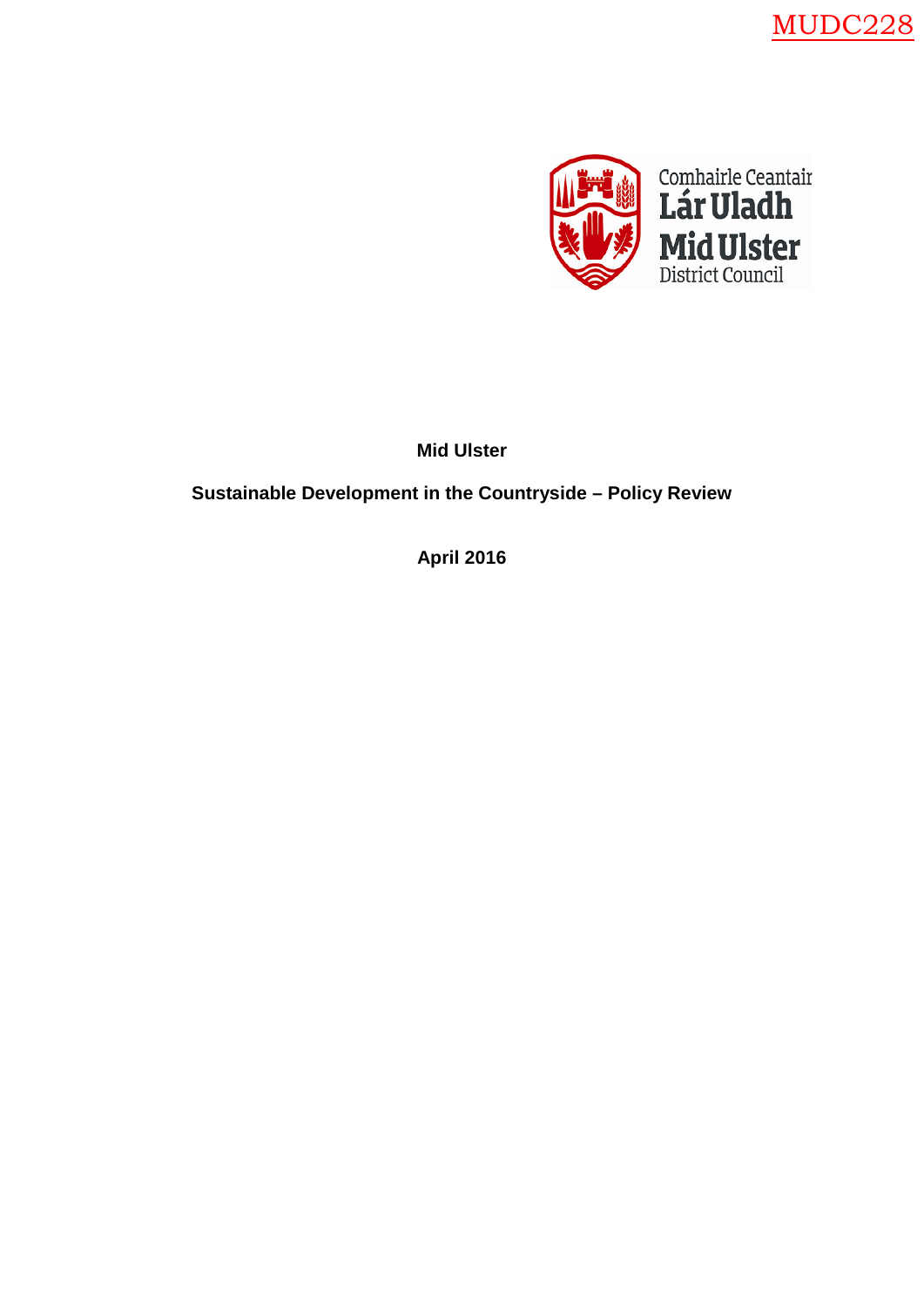MUDC228

Comhairle Ceantair Lár Uladh
Mid Ulster District Council

**Mid Ulster**

**Sustainable Development in the Countryside – Policy Review**

**April 2016**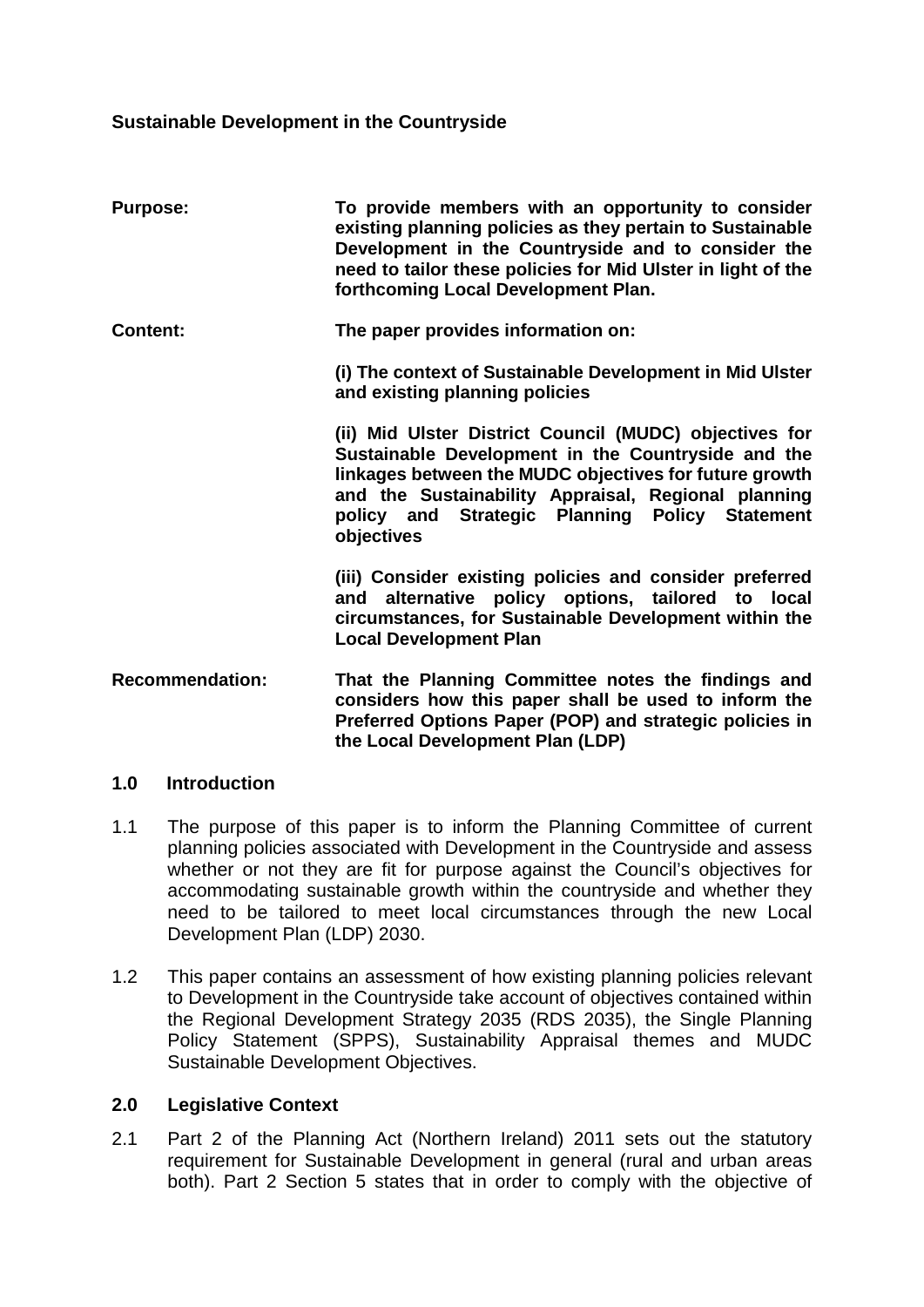**Sustainable Development in the Countryside**

| | |
|---|---|
| **Purpose:** | **To provide members with an opportunity to consider existing planning policies as they pertain to Sustainable Development in the Countryside and to consider the need to tailor these policies for Mid Ulster in light of the forthcoming Local Development Plan.** |
| **Content:** | **The paper provides information on:**<br><br>**(i) The context of Sustainable Development in Mid Ulster and existing planning policies**<br><br>**(ii) Mid Ulster District Council (MUDC) objectives for Sustainable Development in the Countryside and the linkages between the MUDC objectives for future growth and the Sustainability Appraisal, Regional planning policy and Strategic Planning Policy Statement objectives**<br><br>**(iii) Consider existing policies and consider preferred and alternative policy options, tailored to local circumstances, for Sustainable Development within the Local Development Plan** |
| **Recommendation:** | **That the Planning Committee notes the findings and considers how this paper shall be used to inform the Preferred Options Paper (POP) and strategic policies in the Local Development Plan (LDP)** |

## 1.0 Introduction

1.1 The purpose of this paper is to inform the Planning Committee of current planning policies associated with Development in the Countryside and assess whether or not they are fit for purpose against the Council's objectives for accommodating sustainable growth within the countryside and whether they need to be tailored to meet local circumstances through the new Local Development Plan (LDP) 2030.

1.2 This paper contains an assessment of how existing planning policies relevant to Development in the Countryside take account of objectives contained within the Regional Development Strategy 2035 (RDS 2035), the Single Planning Policy Statement (SPPS), Sustainability Appraisal themes and MUDC Sustainable Development Objectives.

## 2.0 Legislative Context

2.1 Part 2 of the Planning Act (Northern Ireland) 2011 sets out the statutory requirement for Sustainable Development in general (rural and urban areas both). Part 2 Section 5 states that in order to comply with the objective of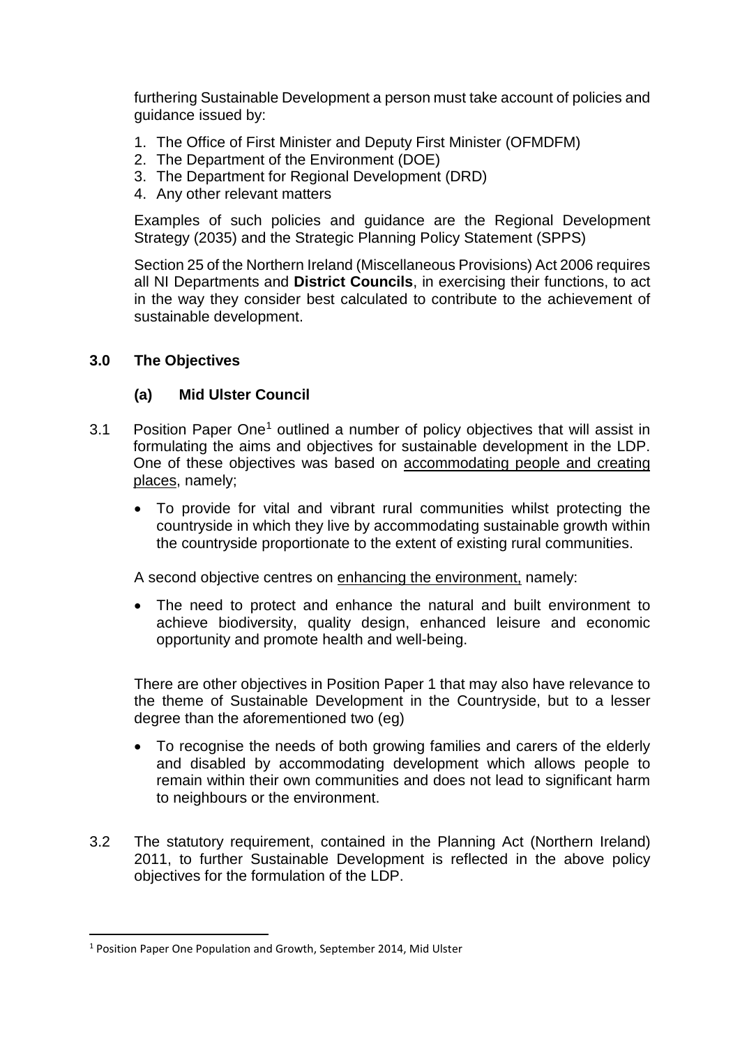furthering Sustainable Development a person must take account of policies and guidance issued by:

1. The Office of First Minister and Deputy First Minister (OFMDFM)
2. The Department of the Environment (DOE)
3. The Department for Regional Development (DRD)
4. Any other relevant matters

Examples of such policies and guidance are the Regional Development Strategy (2035) and the Strategic Planning Policy Statement (SPPS)

Section 25 of the Northern Ireland (Miscellaneous Provisions) Act 2006 requires all NI Departments and **District Councils**, in exercising their functions, to act in the way they consider best calculated to contribute to the achievement of sustainable development.

## 3.0 The Objectives

### (a) Mid Ulster Council

3.1 Position Paper One[1] outlined a number of policy objectives that will assist in formulating the aims and objectives for sustainable development in the LDP. One of these objectives was based on accommodating people and creating places, namely;

- To provide for vital and vibrant rural communities whilst protecting the countryside in which they live by accommodating sustainable growth within the countryside proportionate to the extent of existing rural communities.

A second objective centres on enhancing the environment, namely:

- The need to protect and enhance the natural and built environment to achieve biodiversity, quality design, enhanced leisure and economic opportunity and promote health and well-being.

There are other objectives in Position Paper 1 that may also have relevance to the theme of Sustainable Development in the Countryside, but to a lesser degree than the aforementioned two (eg)

- To recognise the needs of both growing families and carers of the elderly and disabled by accommodating development which allows people to remain within their own communities and does not lead to significant harm to neighbours or the environment.

3.2 The statutory requirement, contained in the Planning Act (Northern Ireland) 2011, to further Sustainable Development is reflected in the above policy objectives for the formulation of the LDP.

[1] Position Paper One Population and Growth, September 2014, Mid Ulster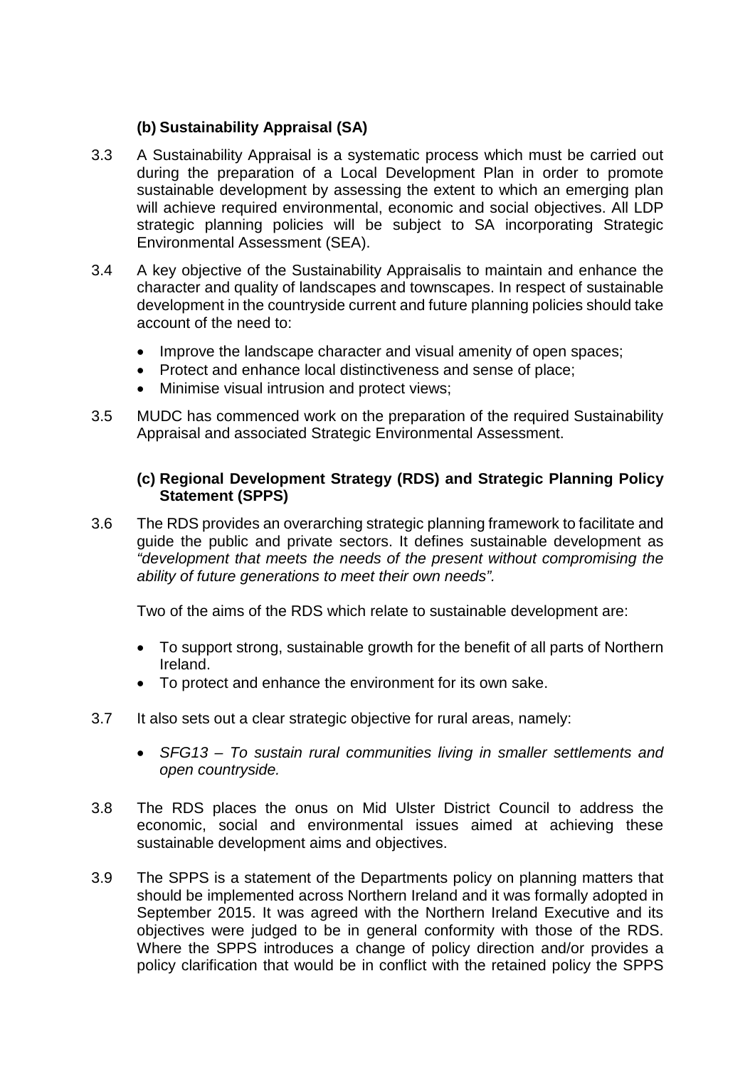### (b) Sustainability Appraisal (SA)

3.3 A Sustainability Appraisal is a systematic process which must be carried out during the preparation of a Local Development Plan in order to promote sustainable development by assessing the extent to which an emerging plan will achieve required environmental, economic and social objectives. All LDP strategic planning policies will be subject to SA incorporating Strategic Environmental Assessment (SEA).

3.4 A key objective of the Sustainability Appraisalis to maintain and enhance the character and quality of landscapes and townscapes. In respect of sustainable development in the countryside current and future planning policies should take account of the need to:

- Improve the landscape character and visual amenity of open spaces;
- Protect and enhance local distinctiveness and sense of place;
- Minimise visual intrusion and protect views;

3.5 MUDC has commenced work on the preparation of the required Sustainability Appraisal and associated Strategic Environmental Assessment.

### (c) Regional Development Strategy (RDS) and Strategic Planning Policy Statement (SPPS)

3.6 The RDS provides an overarching strategic planning framework to facilitate and guide the public and private sectors. It defines sustainable development as *"development that meets the needs of the present without compromising the ability of future generations to meet their own needs".*

Two of the aims of the RDS which relate to sustainable development are:

- To support strong, sustainable growth for the benefit of all parts of Northern Ireland.
- To protect and enhance the environment for its own sake.

3.7 It also sets out a clear strategic objective for rural areas, namely:

- *SFG13 – To sustain rural communities living in smaller settlements and open countryside.*

3.8 The RDS places the onus on Mid Ulster District Council to address the economic, social and environmental issues aimed at achieving these sustainable development aims and objectives.

3.9 The SPPS is a statement of the Departments policy on planning matters that should be implemented across Northern Ireland and it was formally adopted in September 2015. It was agreed with the Northern Ireland Executive and its objectives were judged to be in general conformity with those of the RDS. Where the SPPS introduces a change of policy direction and/or provides a policy clarification that would be in conflict with the retained policy the SPPS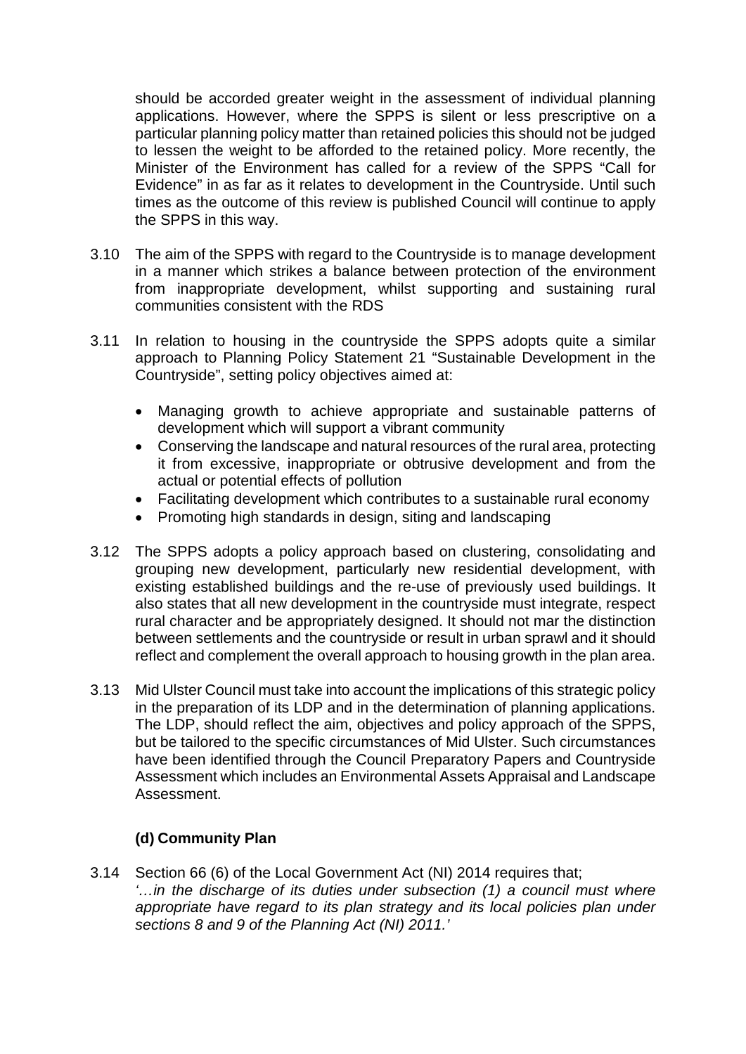should be accorded greater weight in the assessment of individual planning applications. However, where the SPPS is silent or less prescriptive on a particular planning policy matter than retained policies this should not be judged to lessen the weight to be afforded to the retained policy. More recently, the Minister of the Environment has called for a review of the SPPS "Call for Evidence" in as far as it relates to development in the Countryside. Until such times as the outcome of this review is published Council will continue to apply the SPPS in this way.

3.10 The aim of the SPPS with regard to the Countryside is to manage development in a manner which strikes a balance between protection of the environment from inappropriate development, whilst supporting and sustaining rural communities consistent with the RDS

3.11 In relation to housing in the countryside the SPPS adopts quite a similar approach to Planning Policy Statement 21 "Sustainable Development in the Countryside", setting policy objectives aimed at:

- Managing growth to achieve appropriate and sustainable patterns of development which will support a vibrant community
- Conserving the landscape and natural resources of the rural area, protecting it from excessive, inappropriate or obtrusive development and from the actual or potential effects of pollution
- Facilitating development which contributes to a sustainable rural economy
- Promoting high standards in design, siting and landscaping

3.12 The SPPS adopts a policy approach based on clustering, consolidating and grouping new development, particularly new residential development, with existing established buildings and the re-use of previously used buildings. It also states that all new development in the countryside must integrate, respect rural character and be appropriately designed. It should not mar the distinction between settlements and the countryside or result in urban sprawl and it should reflect and complement the overall approach to housing growth in the plan area.

3.13 Mid Ulster Council must take into account the implications of this strategic policy in the preparation of its LDP and in the determination of planning applications. The LDP, should reflect the aim, objectives and policy approach of the SPPS, but be tailored to the specific circumstances of Mid Ulster. Such circumstances have been identified through the Council Preparatory Papers and Countryside Assessment which includes an Environmental Assets Appraisal and Landscape Assessment.

### (d) Community Plan

3.14 Section 66 (6) of the Local Government Act (NI) 2014 requires that;
*'…in the discharge of its duties under subsection (1) a council must where appropriate have regard to its plan strategy and its local policies plan under sections 8 and 9 of the Planning Act (NI) 2011.'*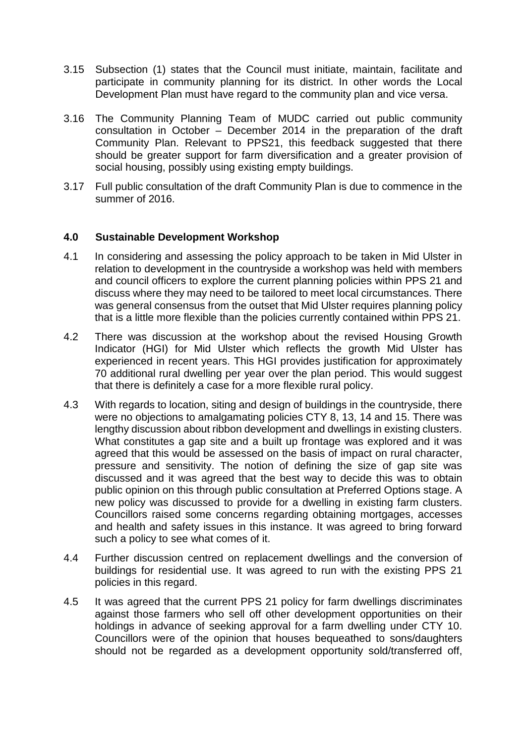3.15 Subsection (1) states that the Council must initiate, maintain, facilitate and participate in community planning for its district. In other words the Local Development Plan must have regard to the community plan and vice versa.

3.16 The Community Planning Team of MUDC carried out public community consultation in October – December 2014 in the preparation of the draft Community Plan. Relevant to PPS21, this feedback suggested that there should be greater support for farm diversification and a greater provision of social housing, possibly using existing empty buildings.

3.17 Full public consultation of the draft Community Plan is due to commence in the summer of 2016.

## 4.0 Sustainable Development Workshop

4.1 In considering and assessing the policy approach to be taken in Mid Ulster in relation to development in the countryside a workshop was held with members and council officers to explore the current planning policies within PPS 21 and discuss where they may need to be tailored to meet local circumstances. There was general consensus from the outset that Mid Ulster requires planning policy that is a little more flexible than the policies currently contained within PPS 21.

4.2 There was discussion at the workshop about the revised Housing Growth Indicator (HGI) for Mid Ulster which reflects the growth Mid Ulster has experienced in recent years. This HGI provides justification for approximately 70 additional rural dwelling per year over the plan period. This would suggest that there is definitely a case for a more flexible rural policy.

4.3 With regards to location, siting and design of buildings in the countryside, there were no objections to amalgamating policies CTY 8, 13, 14 and 15. There was lengthy discussion about ribbon development and dwellings in existing clusters. What constitutes a gap site and a built up frontage was explored and it was agreed that this would be assessed on the basis of impact on rural character, pressure and sensitivity. The notion of defining the size of gap site was discussed and it was agreed that the best way to decide this was to obtain public opinion on this through public consultation at Preferred Options stage. A new policy was discussed to provide for a dwelling in existing farm clusters. Councillors raised some concerns regarding obtaining mortgages, accesses and health and safety issues in this instance. It was agreed to bring forward such a policy to see what comes of it.

4.4 Further discussion centred on replacement dwellings and the conversion of buildings for residential use. It was agreed to run with the existing PPS 21 policies in this regard.

4.5 It was agreed that the current PPS 21 policy for farm dwellings discriminates against those farmers who sell off other development opportunities on their holdings in advance of seeking approval for a farm dwelling under CTY 10. Councillors were of the opinion that houses bequeathed to sons/daughters should not be regarded as a development opportunity sold/transferred off,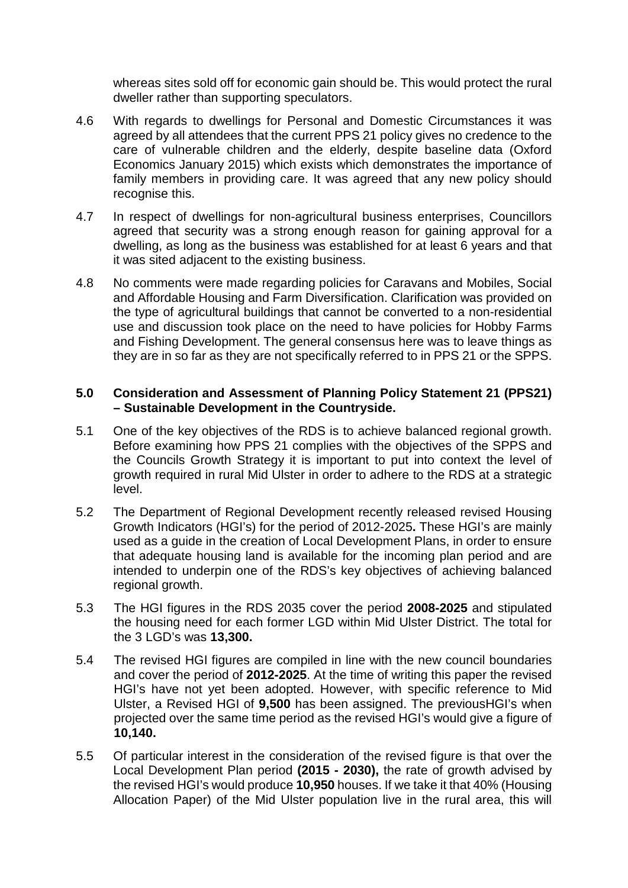whereas sites sold off for economic gain should be. This would protect the rural dweller rather than supporting speculators.

4.6 With regards to dwellings for Personal and Domestic Circumstances it was agreed by all attendees that the current PPS 21 policy gives no credence to the care of vulnerable children and the elderly, despite baseline data (Oxford Economics January 2015) which exists which demonstrates the importance of family members in providing care. It was agreed that any new policy should recognise this.

4.7 In respect of dwellings for non-agricultural business enterprises, Councillors agreed that security was a strong enough reason for gaining approval for a dwelling, as long as the business was established for at least 6 years and that it was sited adjacent to the existing business.

4.8 No comments were made regarding policies for Caravans and Mobiles, Social and Affordable Housing and Farm Diversification. Clarification was provided on the type of agricultural buildings that cannot be converted to a non-residential use and discussion took place on the need to have policies for Hobby Farms and Fishing Development. The general consensus here was to leave things as they are in so far as they are not specifically referred to in PPS 21 or the SPPS.

## 5.0 Consideration and Assessment of Planning Policy Statement 21 (PPS21) – Sustainable Development in the Countryside.

5.1 One of the key objectives of the RDS is to achieve balanced regional growth. Before examining how PPS 21 complies with the objectives of the SPPS and the Councils Growth Strategy it is important to put into context the level of growth required in rural Mid Ulster in order to adhere to the RDS at a strategic level.

5.2 The Department of Regional Development recently released revised Housing Growth Indicators (HGI's) for the period of 2012-2025**.** These HGI's are mainly used as a guide in the creation of Local Development Plans, in order to ensure that adequate housing land is available for the incoming plan period and are intended to underpin one of the RDS's key objectives of achieving balanced regional growth.

5.3 The HGI figures in the RDS 2035 cover the period **2008-2025** and stipulated the housing need for each former LGD within Mid Ulster District. The total for the 3 LGD's was **13,300.**

5.4 The revised HGI figures are compiled in line with the new council boundaries and cover the period of **2012-2025**. At the time of writing this paper the revised HGI's have not yet been adopted. However, with specific reference to Mid Ulster, a Revised HGI of **9,500** has been assigned. The previousHGI's when projected over the same time period as the revised HGI's would give a figure of **10,140.**

5.5 Of particular interest in the consideration of the revised figure is that over the Local Development Plan period **(2015 - 2030),** the rate of growth advised by the revised HGI's would produce **10,950** houses. If we take it that 40% (Housing Allocation Paper) of the Mid Ulster population live in the rural area, this will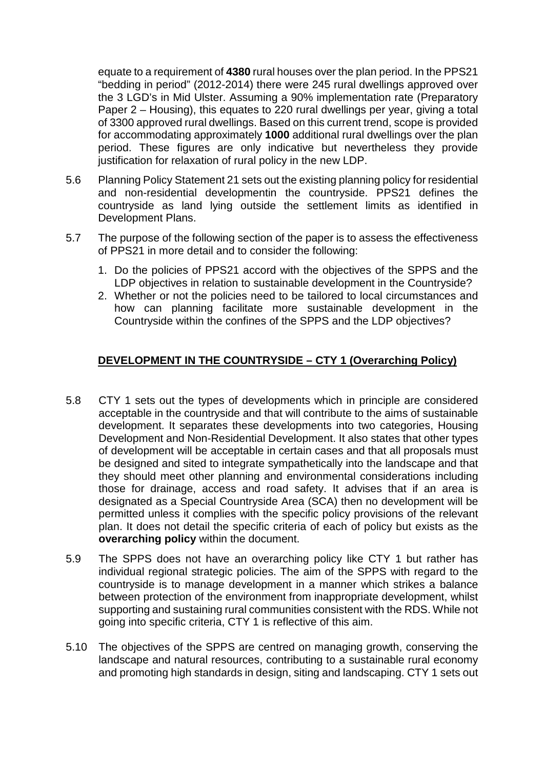equate to a requirement of **4380** rural houses over the plan period. In the PPS21 "bedding in period" (2012-2014) there were 245 rural dwellings approved over the 3 LGD's in Mid Ulster. Assuming a 90% implementation rate (Preparatory Paper 2 – Housing), this equates to 220 rural dwellings per year, giving a total of 3300 approved rural dwellings. Based on this current trend, scope is provided for accommodating approximately **1000** additional rural dwellings over the plan period. These figures are only indicative but nevertheless they provide justification for relaxation of rural policy in the new LDP.

5.6 Planning Policy Statement 21 sets out the existing planning policy for residential and non-residential developmentin the countryside. PPS21 defines the countryside as land lying outside the settlement limits as identified in Development Plans.

5.7 The purpose of the following section of the paper is to assess the effectiveness of PPS21 in more detail and to consider the following:

1. Do the policies of PPS21 accord with the objectives of the SPPS and the LDP objectives in relation to sustainable development in the Countryside?
2. Whether or not the policies need to be tailored to local circumstances and how can planning facilitate more sustainable development in the Countryside within the confines of the SPPS and the LDP objectives?

## DEVELOPMENT IN THE COUNTRYSIDE – CTY 1 (Overarching Policy)

5.8 CTY 1 sets out the types of developments which in principle are considered acceptable in the countryside and that will contribute to the aims of sustainable development. It separates these developments into two categories, Housing Development and Non-Residential Development. It also states that other types of development will be acceptable in certain cases and that all proposals must be designed and sited to integrate sympathetically into the landscape and that they should meet other planning and environmental considerations including those for drainage, access and road safety. It advises that if an area is designated as a Special Countryside Area (SCA) then no development will be permitted unless it complies with the specific policy provisions of the relevant plan. It does not detail the specific criteria of each of policy but exists as the **overarching policy** within the document.

5.9 The SPPS does not have an overarching policy like CTY 1 but rather has individual regional strategic policies. The aim of the SPPS with regard to the countryside is to manage development in a manner which strikes a balance between protection of the environment from inappropriate development, whilst supporting and sustaining rural communities consistent with the RDS. While not going into specific criteria, CTY 1 is reflective of this aim.

5.10 The objectives of the SPPS are centred on managing growth, conserving the landscape and natural resources, contributing to a sustainable rural economy and promoting high standards in design, siting and landscaping. CTY 1 sets out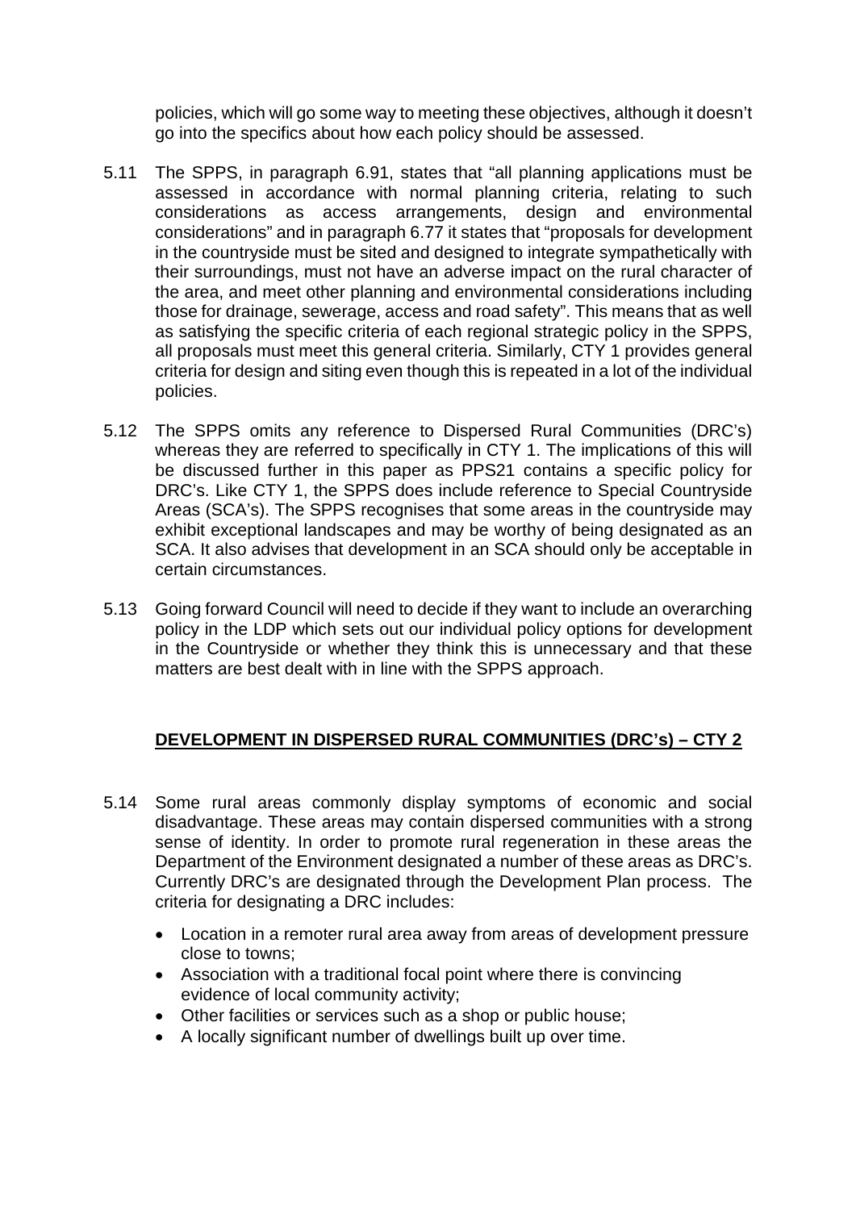policies, which will go some way to meeting these objectives, although it doesn't go into the specifics about how each policy should be assessed.

5.11 The SPPS, in paragraph 6.91, states that "all planning applications must be assessed in accordance with normal planning criteria, relating to such considerations as access arrangements, design and environmental considerations" and in paragraph 6.77 it states that "proposals for development in the countryside must be sited and designed to integrate sympathetically with their surroundings, must not have an adverse impact on the rural character of the area, and meet other planning and environmental considerations including those for drainage, sewerage, access and road safety". This means that as well as satisfying the specific criteria of each regional strategic policy in the SPPS, all proposals must meet this general criteria. Similarly, CTY 1 provides general criteria for design and siting even though this is repeated in a lot of the individual policies.

5.12 The SPPS omits any reference to Dispersed Rural Communities (DRC's) whereas they are referred to specifically in CTY 1. The implications of this will be discussed further in this paper as PPS21 contains a specific policy for DRC's. Like CTY 1, the SPPS does include reference to Special Countryside Areas (SCA's). The SPPS recognises that some areas in the countryside may exhibit exceptional landscapes and may be worthy of being designated as an SCA. It also advises that development in an SCA should only be acceptable in certain circumstances.

5.13 Going forward Council will need to decide if they want to include an overarching policy in the LDP which sets out our individual policy options for development in the Countryside or whether they think this is unnecessary and that these matters are best dealt with in line with the SPPS approach.

## **DEVELOPMENT IN DISPERSED RURAL COMMUNITIES (DRC's) – CTY 2**

5.14 Some rural areas commonly display symptoms of economic and social disadvantage. These areas may contain dispersed communities with a strong sense of identity. In order to promote rural regeneration in these areas the Department of the Environment designated a number of these areas as DRC's. Currently DRC's are designated through the Development Plan process. The criteria for designating a DRC includes:

- Location in a remoter rural area away from areas of development pressure close to towns;
- Association with a traditional focal point where there is convincing evidence of local community activity;
- Other facilities or services such as a shop or public house;
- A locally significant number of dwellings built up over time.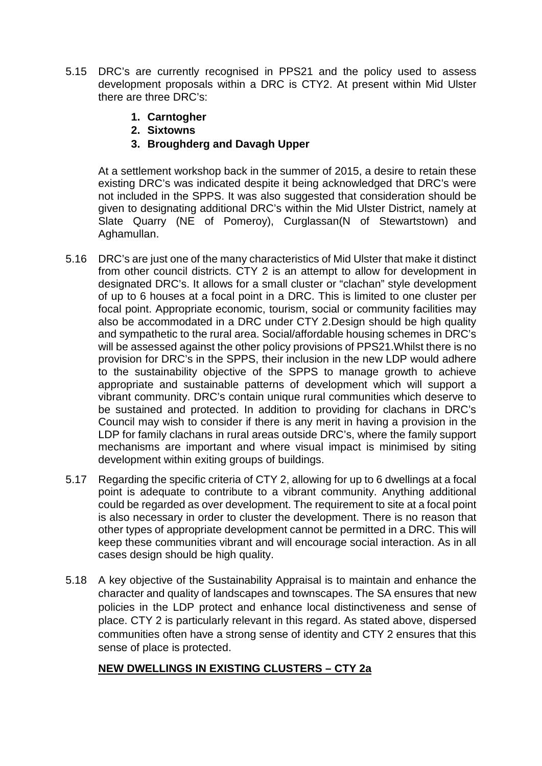5.15 DRC's are currently recognised in PPS21 and the policy used to assess development proposals within a DRC is CTY2. At present within Mid Ulster there are three DRC's:

1. **Carntogher**
2. **Sixtowns**
3. **Broughderg and Davagh Upper**

At a settlement workshop back in the summer of 2015, a desire to retain these existing DRC's was indicated despite it being acknowledged that DRC's were not included in the SPPS. It was also suggested that consideration should be given to designating additional DRC's within the Mid Ulster District, namely at Slate Quarry (NE of Pomeroy), Curglassan(N of Stewartstown) and Aghamullan.

5.16 DRC's are just one of the many characteristics of Mid Ulster that make it distinct from other council districts. CTY 2 is an attempt to allow for development in designated DRC's. It allows for a small cluster or "clachan" style development of up to 6 houses at a focal point in a DRC. This is limited to one cluster per focal point. Appropriate economic, tourism, social or community facilities may also be accommodated in a DRC under CTY 2.Design should be high quality and sympathetic to the rural area. Social/affordable housing schemes in DRC's will be assessed against the other policy provisions of PPS21.Whilst there is no provision for DRC's in the SPPS, their inclusion in the new LDP would adhere to the sustainability objective of the SPPS to manage growth to achieve appropriate and sustainable patterns of development which will support a vibrant community. DRC's contain unique rural communities which deserve to be sustained and protected. In addition to providing for clachans in DRC's Council may wish to consider if there is any merit in having a provision in the LDP for family clachans in rural areas outside DRC's, where the family support mechanisms are important and where visual impact is minimised by siting development within exiting groups of buildings.

5.17 Regarding the specific criteria of CTY 2, allowing for up to 6 dwellings at a focal point is adequate to contribute to a vibrant community. Anything additional could be regarded as over development. The requirement to site at a focal point is also necessary in order to cluster the development. There is no reason that other types of appropriate development cannot be permitted in a DRC. This will keep these communities vibrant and will encourage social interaction. As in all cases design should be high quality.

5.18 A key objective of the Sustainability Appraisal is to maintain and enhance the character and quality of landscapes and townscapes. The SA ensures that new policies in the LDP protect and enhance local distinctiveness and sense of place. CTY 2 is particularly relevant in this regard. As stated above, dispersed communities often have a strong sense of identity and CTY 2 ensures that this sense of place is protected.

## NEW DWELLINGS IN EXISTING CLUSTERS – CTY 2a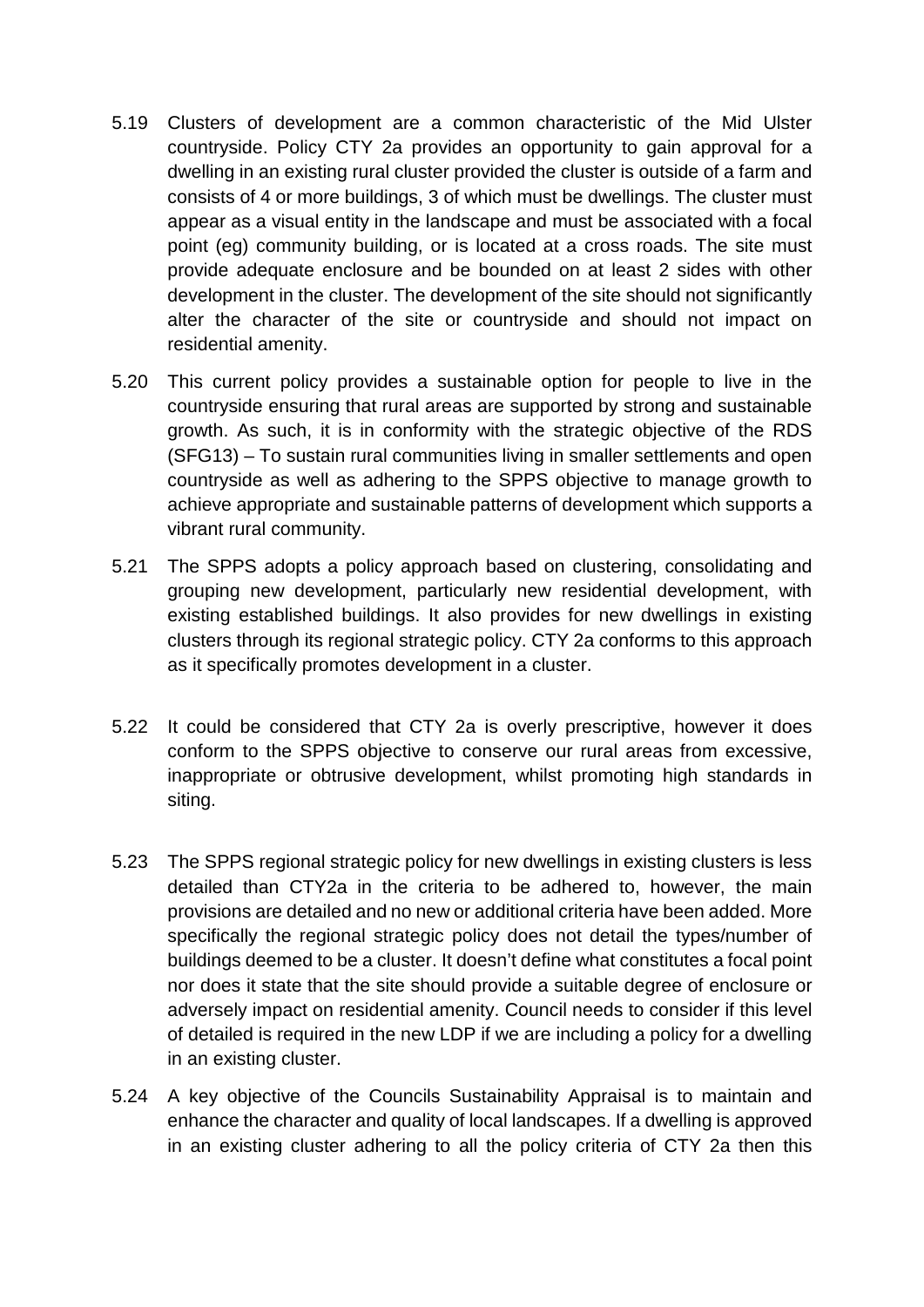5.19 Clusters of development are a common characteristic of the Mid Ulster countryside. Policy CTY 2a provides an opportunity to gain approval for a dwelling in an existing rural cluster provided the cluster is outside of a farm and consists of 4 or more buildings, 3 of which must be dwellings. The cluster must appear as a visual entity in the landscape and must be associated with a focal point (eg) community building, or is located at a cross roads. The site must provide adequate enclosure and be bounded on at least 2 sides with other development in the cluster. The development of the site should not significantly alter the character of the site or countryside and should not impact on residential amenity.

5.20 This current policy provides a sustainable option for people to live in the countryside ensuring that rural areas are supported by strong and sustainable growth. As such, it is in conformity with the strategic objective of the RDS (SFG13) – To sustain rural communities living in smaller settlements and open countryside as well as adhering to the SPPS objective to manage growth to achieve appropriate and sustainable patterns of development which supports a vibrant rural community.

5.21 The SPPS adopts a policy approach based on clustering, consolidating and grouping new development, particularly new residential development, with existing established buildings. It also provides for new dwellings in existing clusters through its regional strategic policy. CTY 2a conforms to this approach as it specifically promotes development in a cluster.

5.22 It could be considered that CTY 2a is overly prescriptive, however it does conform to the SPPS objective to conserve our rural areas from excessive, inappropriate or obtrusive development, whilst promoting high standards in siting.

5.23 The SPPS regional strategic policy for new dwellings in existing clusters is less detailed than CTY2a in the criteria to be adhered to, however, the main provisions are detailed and no new or additional criteria have been added. More specifically the regional strategic policy does not detail the types/number of buildings deemed to be a cluster. It doesn't define what constitutes a focal point nor does it state that the site should provide a suitable degree of enclosure or adversely impact on residential amenity. Council needs to consider if this level of detailed is required in the new LDP if we are including a policy for a dwelling in an existing cluster.

5.24 A key objective of the Councils Sustainability Appraisal is to maintain and enhance the character and quality of local landscapes. If a dwelling is approved in an existing cluster adhering to all the policy criteria of CTY 2a then this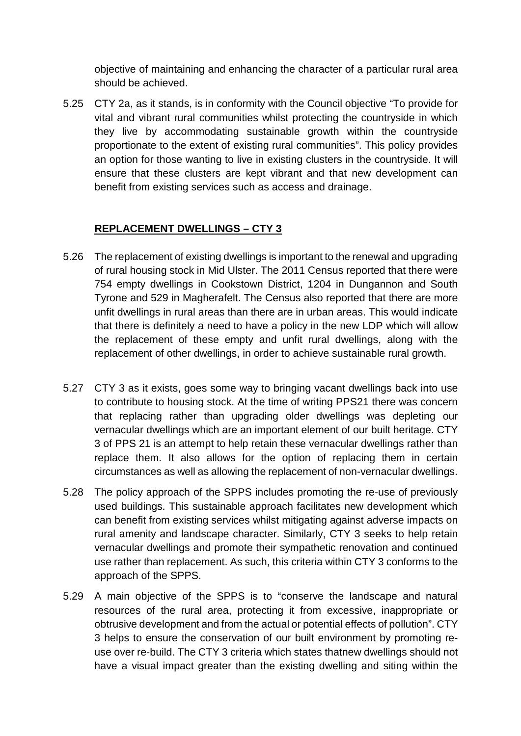objective of maintaining and enhancing the character of a particular rural area should be achieved.

5.25 CTY 2a, as it stands, is in conformity with the Council objective "To provide for vital and vibrant rural communities whilst protecting the countryside in which they live by accommodating sustainable growth within the countryside proportionate to the extent of existing rural communities". This policy provides an option for those wanting to live in existing clusters in the countryside. It will ensure that these clusters are kept vibrant and that new development can benefit from existing services such as access and drainage.

## REPLACEMENT DWELLINGS – CTY 3

5.26 The replacement of existing dwellings is important to the renewal and upgrading of rural housing stock in Mid Ulster. The 2011 Census reported that there were 754 empty dwellings in Cookstown District, 1204 in Dungannon and South Tyrone and 529 in Magherafelt. The Census also reported that there are more unfit dwellings in rural areas than there are in urban areas. This would indicate that there is definitely a need to have a policy in the new LDP which will allow the replacement of these empty and unfit rural dwellings, along with the replacement of other dwellings, in order to achieve sustainable rural growth.

5.27 CTY 3 as it exists, goes some way to bringing vacant dwellings back into use to contribute to housing stock. At the time of writing PPS21 there was concern that replacing rather than upgrading older dwellings was depleting our vernacular dwellings which are an important element of our built heritage. CTY 3 of PPS 21 is an attempt to help retain these vernacular dwellings rather than replace them. It also allows for the option of replacing them in certain circumstances as well as allowing the replacement of non-vernacular dwellings.

5.28 The policy approach of the SPPS includes promoting the re-use of previously used buildings. This sustainable approach facilitates new development which can benefit from existing services whilst mitigating against adverse impacts on rural amenity and landscape character. Similarly, CTY 3 seeks to help retain vernacular dwellings and promote their sympathetic renovation and continued use rather than replacement. As such, this criteria within CTY 3 conforms to the approach of the SPPS.

5.29 A main objective of the SPPS is to "conserve the landscape and natural resources of the rural area, protecting it from excessive, inappropriate or obtrusive development and from the actual or potential effects of pollution". CTY 3 helps to ensure the conservation of our built environment by promoting re-use over re-build. The CTY 3 criteria which states thatnew dwellings should not have a visual impact greater than the existing dwelling and siting within the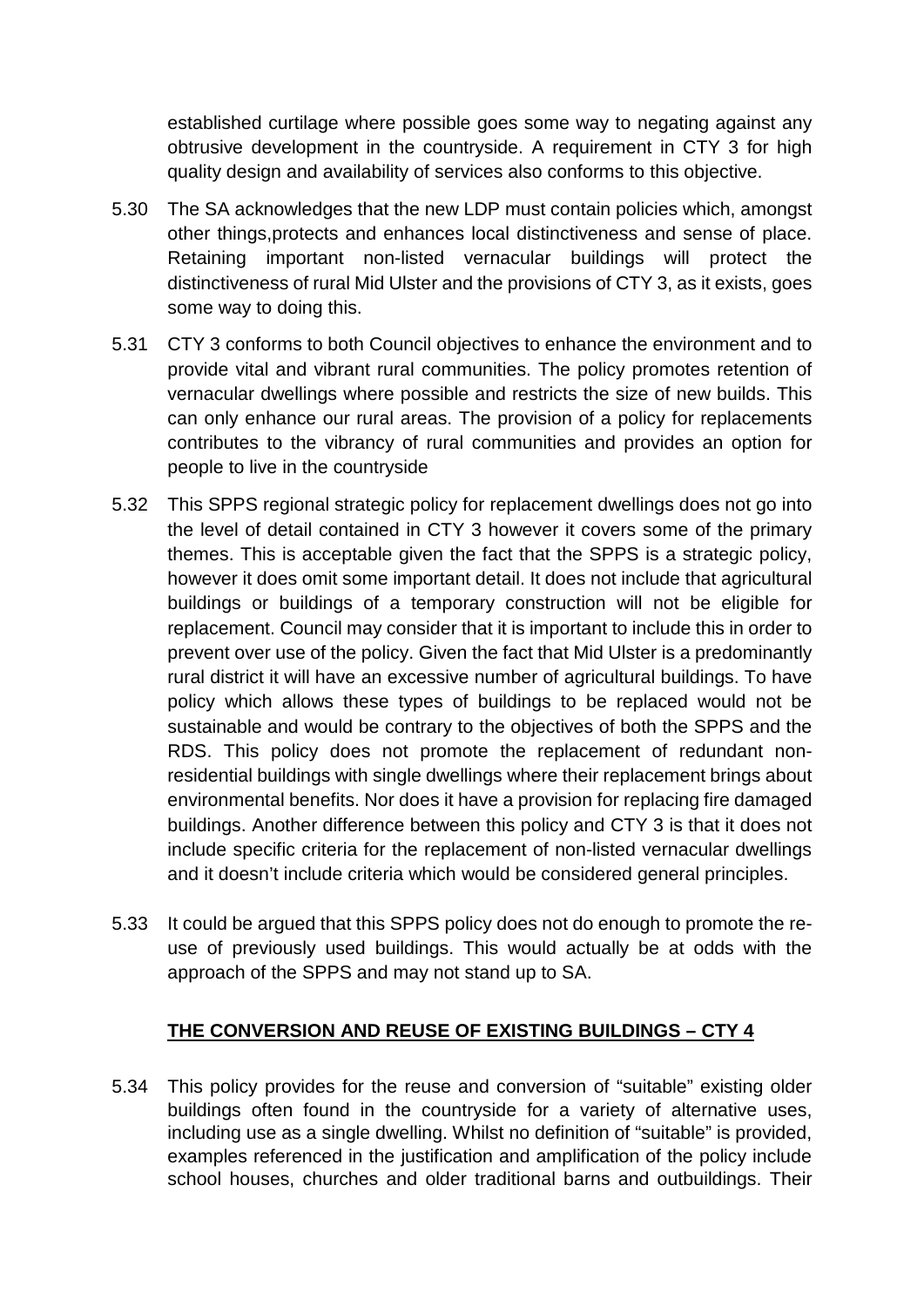established curtilage where possible goes some way to negating against any obtrusive development in the countryside. A requirement in CTY 3 for high quality design and availability of services also conforms to this objective.

5.30 The SA acknowledges that the new LDP must contain policies which, amongst other things,protects and enhances local distinctiveness and sense of place. Retaining important non-listed vernacular buildings will protect the distinctiveness of rural Mid Ulster and the provisions of CTY 3, as it exists, goes some way to doing this.

5.31 CTY 3 conforms to both Council objectives to enhance the environment and to provide vital and vibrant rural communities. The policy promotes retention of vernacular dwellings where possible and restricts the size of new builds. This can only enhance our rural areas. The provision of a policy for replacements contributes to the vibrancy of rural communities and provides an option for people to live in the countryside

5.32 This SPPS regional strategic policy for replacement dwellings does not go into the level of detail contained in CTY 3 however it covers some of the primary themes. This is acceptable given the fact that the SPPS is a strategic policy, however it does omit some important detail. It does not include that agricultural buildings or buildings of a temporary construction will not be eligible for replacement. Council may consider that it is important to include this in order to prevent over use of the policy. Given the fact that Mid Ulster is a predominantly rural district it will have an excessive number of agricultural buildings. To have policy which allows these types of buildings to be replaced would not be sustainable and would be contrary to the objectives of both the SPPS and the RDS. This policy does not promote the replacement of redundant non-residential buildings with single dwellings where their replacement brings about environmental benefits. Nor does it have a provision for replacing fire damaged buildings. Another difference between this policy and CTY 3 is that it does not include specific criteria for the replacement of non-listed vernacular dwellings and it doesn't include criteria which would be considered general principles.

5.33 It could be argued that this SPPS policy does not do enough to promote the re-use of previously used buildings. This would actually be at odds with the approach of the SPPS and may not stand up to SA.

## THE CONVERSION AND REUSE OF EXISTING BUILDINGS – CTY 4

5.34 This policy provides for the reuse and conversion of "suitable" existing older buildings often found in the countryside for a variety of alternative uses, including use as a single dwelling. Whilst no definition of "suitable" is provided, examples referenced in the justification and amplification of the policy include school houses, churches and older traditional barns and outbuildings. Their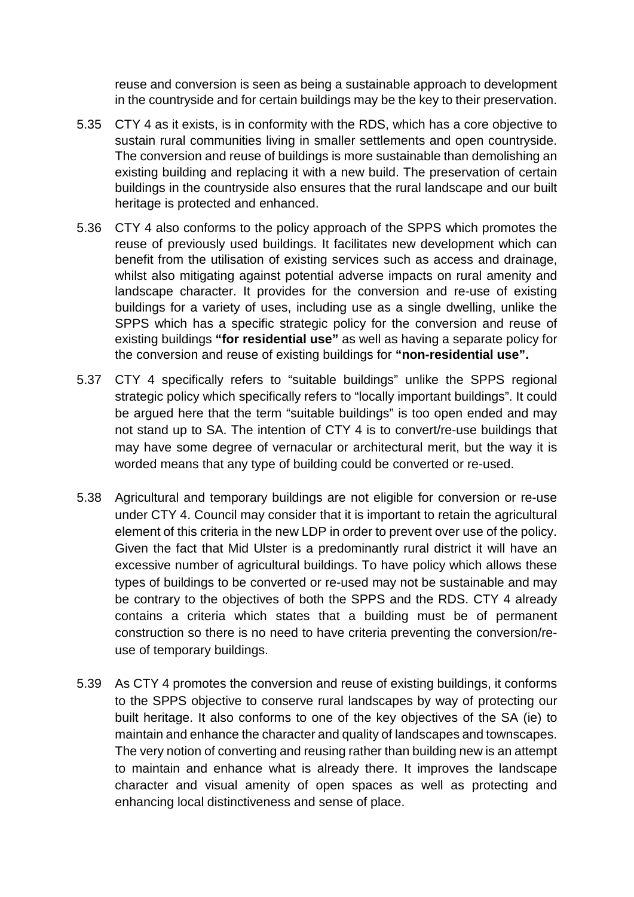reuse and conversion is seen as being a sustainable approach to development in the countryside and for certain buildings may be the key to their preservation.

5.35 CTY 4 as it exists, is in conformity with the RDS, which has a core objective to sustain rural communities living in smaller settlements and open countryside. The conversion and reuse of buildings is more sustainable than demolishing an existing building and replacing it with a new build. The preservation of certain buildings in the countryside also ensures that the rural landscape and our built heritage is protected and enhanced.

5.36 CTY 4 also conforms to the policy approach of the SPPS which promotes the reuse of previously used buildings. It facilitates new development which can benefit from the utilisation of existing services such as access and drainage, whilst also mitigating against potential adverse impacts on rural amenity and landscape character. It provides for the conversion and re-use of existing buildings for a variety of uses, including use as a single dwelling, unlike the SPPS which has a specific strategic policy for the conversion and reuse of existing buildings **"for residential use"** as well as having a separate policy for the conversion and reuse of existing buildings for **"non-residential use".**

5.37 CTY 4 specifically refers to "suitable buildings" unlike the SPPS regional strategic policy which specifically refers to "locally important buildings". It could be argued here that the term "suitable buildings" is too open ended and may not stand up to SA. The intention of CTY 4 is to convert/re-use buildings that may have some degree of vernacular or architectural merit, but the way it is worded means that any type of building could be converted or re-used.

5.38 Agricultural and temporary buildings are not eligible for conversion or re-use under CTY 4. Council may consider that it is important to retain the agricultural element of this criteria in the new LDP in order to prevent over use of the policy. Given the fact that Mid Ulster is a predominantly rural district it will have an excessive number of agricultural buildings. To have policy which allows these types of buildings to be converted or re-used may not be sustainable and may be contrary to the objectives of both the SPPS and the RDS. CTY 4 already contains a criteria which states that a building must be of permanent construction so there is no need to have criteria preventing the conversion/re-use of temporary buildings.

5.39 As CTY 4 promotes the conversion and reuse of existing buildings, it conforms to the SPPS objective to conserve rural landscapes by way of protecting our built heritage. It also conforms to one of the key objectives of the SA (ie) to maintain and enhance the character and quality of landscapes and townscapes. The very notion of converting and reusing rather than building new is an attempt to maintain and enhance what is already there. It improves the landscape character and visual amenity of open spaces as well as protecting and enhancing local distinctiveness and sense of place.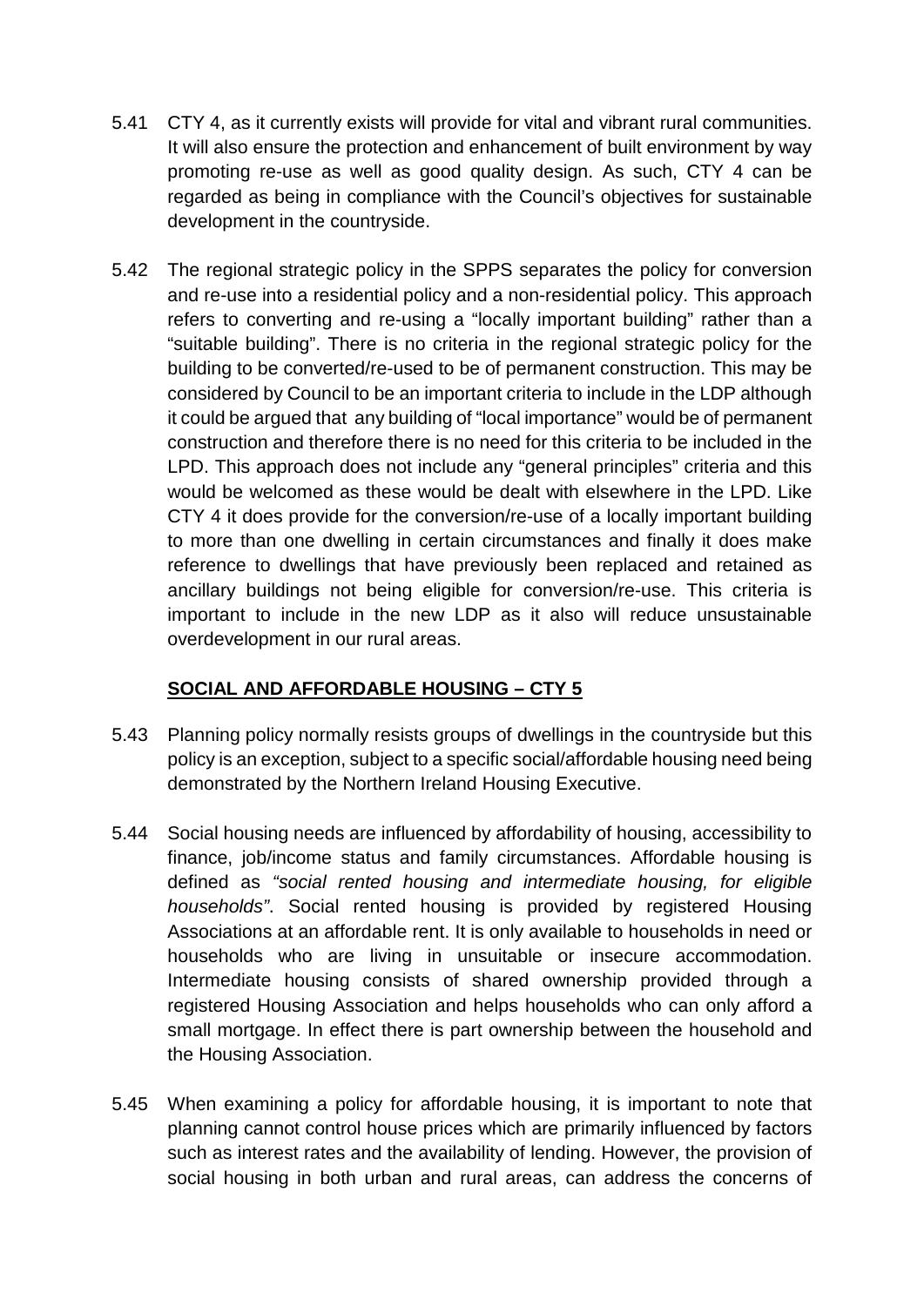5.41 CTY 4, as it currently exists will provide for vital and vibrant rural communities. It will also ensure the protection and enhancement of built environment by way promoting re-use as well as good quality design. As such, CTY 4 can be regarded as being in compliance with the Council's objectives for sustainable development in the countryside.

5.42 The regional strategic policy in the SPPS separates the policy for conversion and re-use into a residential policy and a non-residential policy. This approach refers to converting and re-using a "locally important building" rather than a "suitable building". There is no criteria in the regional strategic policy for the building to be converted/re-used to be of permanent construction. This may be considered by Council to be an important criteria to include in the LDP although it could be argued that any building of "local importance" would be of permanent construction and therefore there is no need for this criteria to be included in the LPD. This approach does not include any "general principles" criteria and this would be welcomed as these would be dealt with elsewhere in the LPD. Like CTY 4 it does provide for the conversion/re-use of a locally important building to more than one dwelling in certain circumstances and finally it does make reference to dwellings that have previously been replaced and retained as ancillary buildings not being eligible for conversion/re-use. This criteria is important to include in the new LDP as it also will reduce unsustainable overdevelopment in our rural areas.

## SOCIAL AND AFFORDABLE HOUSING – CTY 5

5.43 Planning policy normally resists groups of dwellings in the countryside but this policy is an exception, subject to a specific social/affordable housing need being demonstrated by the Northern Ireland Housing Executive.

5.44 Social housing needs are influenced by affordability of housing, accessibility to finance, job/income status and family circumstances. Affordable housing is defined as *"social rented housing and intermediate housing, for eligible households"*. Social rented housing is provided by registered Housing Associations at an affordable rent. It is only available to households in need or households who are living in unsuitable or insecure accommodation. Intermediate housing consists of shared ownership provided through a registered Housing Association and helps households who can only afford a small mortgage. In effect there is part ownership between the household and the Housing Association.

5.45 When examining a policy for affordable housing, it is important to note that planning cannot control house prices which are primarily influenced by factors such as interest rates and the availability of lending. However, the provision of social housing in both urban and rural areas, can address the concerns of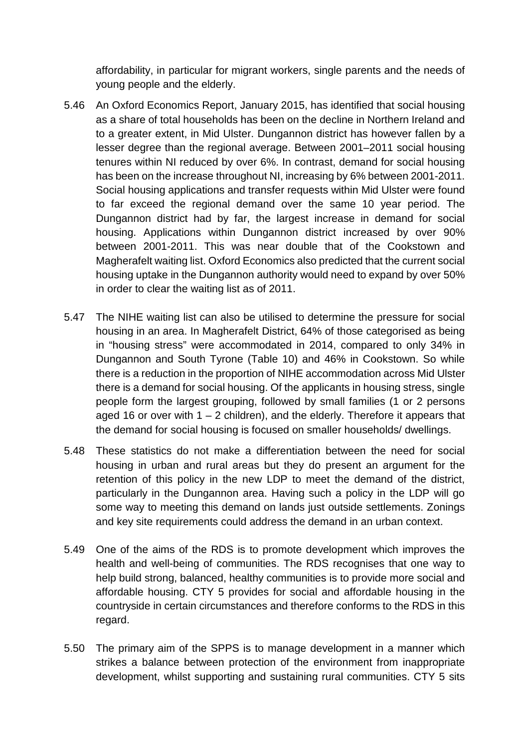affordability, in particular for migrant workers, single parents and the needs of young people and the elderly.

5.46 An Oxford Economics Report, January 2015, has identified that social housing as a share of total households has been on the decline in Northern Ireland and to a greater extent, in Mid Ulster. Dungannon district has however fallen by a lesser degree than the regional average. Between 2001–2011 social housing tenures within NI reduced by over 6%. In contrast, demand for social housing has been on the increase throughout NI, increasing by 6% between 2001-2011. Social housing applications and transfer requests within Mid Ulster were found to far exceed the regional demand over the same 10 year period. The Dungannon district had by far, the largest increase in demand for social housing. Applications within Dungannon district increased by over 90% between 2001-2011. This was near double that of the Cookstown and Magherafelt waiting list. Oxford Economics also predicted that the current social housing uptake in the Dungannon authority would need to expand by over 50% in order to clear the waiting list as of 2011.

5.47 The NIHE waiting list can also be utilised to determine the pressure for social housing in an area. In Magherafelt District, 64% of those categorised as being in "housing stress" were accommodated in 2014, compared to only 34% in Dungannon and South Tyrone (Table 10) and 46% in Cookstown. So while there is a reduction in the proportion of NIHE accommodation across Mid Ulster there is a demand for social housing. Of the applicants in housing stress, single people form the largest grouping, followed by small families (1 or 2 persons aged 16 or over with 1 – 2 children), and the elderly. Therefore it appears that the demand for social housing is focused on smaller households/ dwellings.

5.48 These statistics do not make a differentiation between the need for social housing in urban and rural areas but they do present an argument for the retention of this policy in the new LDP to meet the demand of the district, particularly in the Dungannon area. Having such a policy in the LDP will go some way to meeting this demand on lands just outside settlements. Zonings and key site requirements could address the demand in an urban context.

5.49 One of the aims of the RDS is to promote development which improves the health and well-being of communities. The RDS recognises that one way to help build strong, balanced, healthy communities is to provide more social and affordable housing. CTY 5 provides for social and affordable housing in the countryside in certain circumstances and therefore conforms to the RDS in this regard.

5.50 The primary aim of the SPPS is to manage development in a manner which strikes a balance between protection of the environment from inappropriate development, whilst supporting and sustaining rural communities. CTY 5 sits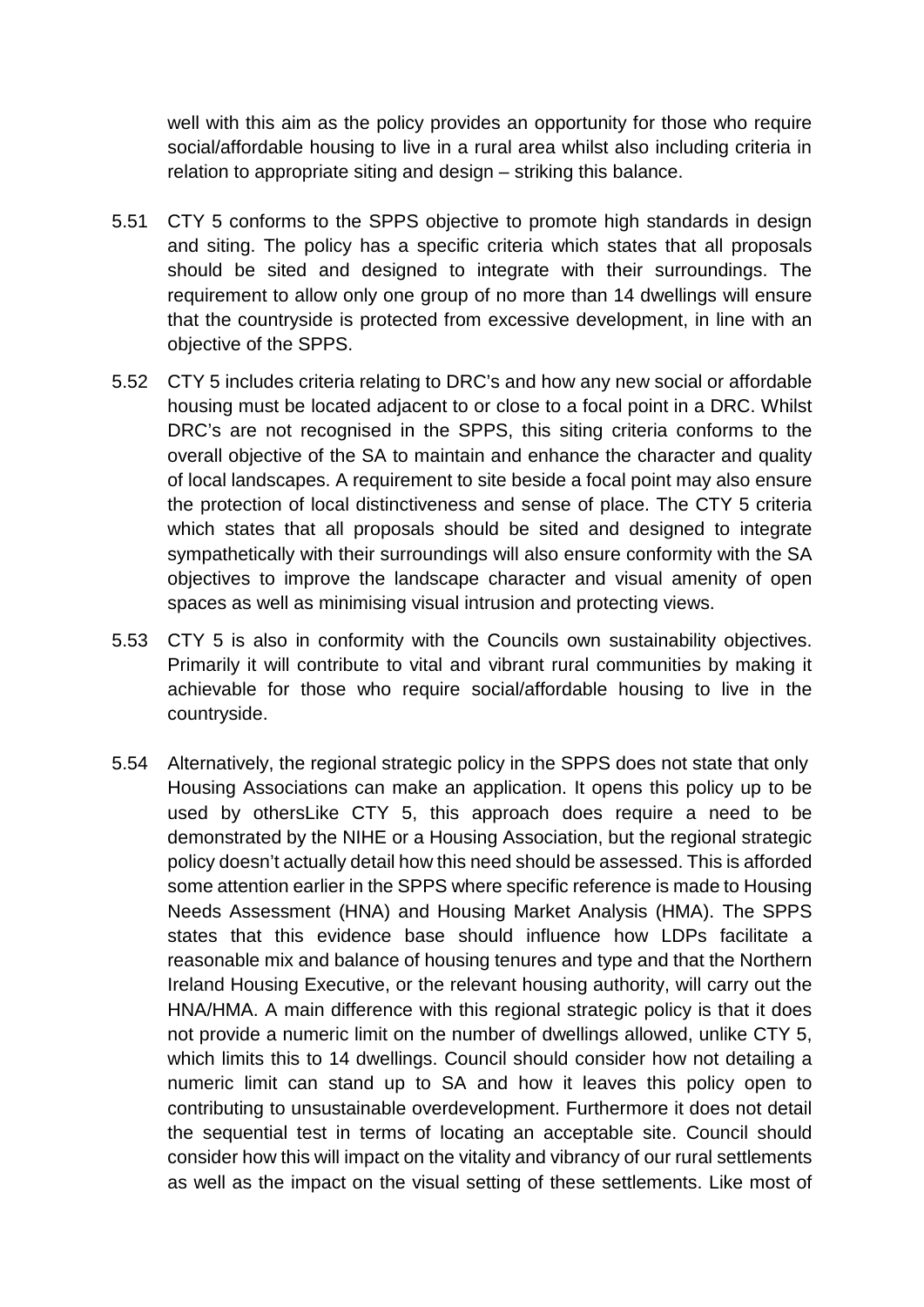well with this aim as the policy provides an opportunity for those who require social/affordable housing to live in a rural area whilst also including criteria in relation to appropriate siting and design – striking this balance.

5.51 CTY 5 conforms to the SPPS objective to promote high standards in design and siting. The policy has a specific criteria which states that all proposals should be sited and designed to integrate with their surroundings. The requirement to allow only one group of no more than 14 dwellings will ensure that the countryside is protected from excessive development, in line with an objective of the SPPS.

5.52 CTY 5 includes criteria relating to DRC's and how any new social or affordable housing must be located adjacent to or close to a focal point in a DRC. Whilst DRC's are not recognised in the SPPS, this siting criteria conforms to the overall objective of the SA to maintain and enhance the character and quality of local landscapes. A requirement to site beside a focal point may also ensure the protection of local distinctiveness and sense of place. The CTY 5 criteria which states that all proposals should be sited and designed to integrate sympathetically with their surroundings will also ensure conformity with the SA objectives to improve the landscape character and visual amenity of open spaces as well as minimising visual intrusion and protecting views.

5.53 CTY 5 is also in conformity with the Councils own sustainability objectives. Primarily it will contribute to vital and vibrant rural communities by making it achievable for those who require social/affordable housing to live in the countryside.

5.54 Alternatively, the regional strategic policy in the SPPS does not state that only Housing Associations can make an application. It opens this policy up to be used by othersLike CTY 5, this approach does require a need to be demonstrated by the NIHE or a Housing Association, but the regional strategic policy doesn't actually detail how this need should be assessed. This is afforded some attention earlier in the SPPS where specific reference is made to Housing Needs Assessment (HNA) and Housing Market Analysis (HMA). The SPPS states that this evidence base should influence how LDPs facilitate a reasonable mix and balance of housing tenures and type and that the Northern Ireland Housing Executive, or the relevant housing authority, will carry out the HNA/HMA. A main difference with this regional strategic policy is that it does not provide a numeric limit on the number of dwellings allowed, unlike CTY 5, which limits this to 14 dwellings. Council should consider how not detailing a numeric limit can stand up to SA and how it leaves this policy open to contributing to unsustainable overdevelopment. Furthermore it does not detail the sequential test in terms of locating an acceptable site. Council should consider how this will impact on the vitality and vibrancy of our rural settlements as well as the impact on the visual setting of these settlements. Like most of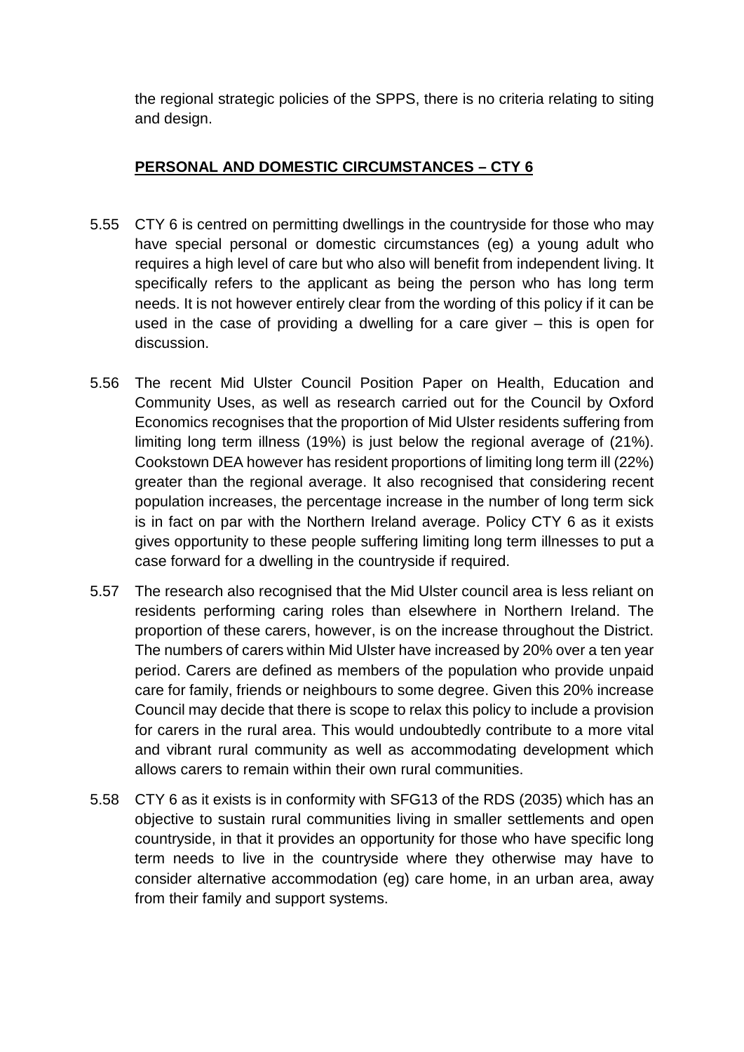the regional strategic policies of the SPPS, there is no criteria relating to siting and design.

## PERSONAL AND DOMESTIC CIRCUMSTANCES – CTY 6

5.55 CTY 6 is centred on permitting dwellings in the countryside for those who may have special personal or domestic circumstances (eg) a young adult who requires a high level of care but who also will benefit from independent living. It specifically refers to the applicant as being the person who has long term needs. It is not however entirely clear from the wording of this policy if it can be used in the case of providing a dwelling for a care giver – this is open for discussion.

5.56 The recent Mid Ulster Council Position Paper on Health, Education and Community Uses, as well as research carried out for the Council by Oxford Economics recognises that the proportion of Mid Ulster residents suffering from limiting long term illness (19%) is just below the regional average of (21%). Cookstown DEA however has resident proportions of limiting long term ill (22%) greater than the regional average. It also recognised that considering recent population increases, the percentage increase in the number of long term sick is in fact on par with the Northern Ireland average. Policy CTY 6 as it exists gives opportunity to these people suffering limiting long term illnesses to put a case forward for a dwelling in the countryside if required.

5.57 The research also recognised that the Mid Ulster council area is less reliant on residents performing caring roles than elsewhere in Northern Ireland. The proportion of these carers, however, is on the increase throughout the District. The numbers of carers within Mid Ulster have increased by 20% over a ten year period. Carers are defined as members of the population who provide unpaid care for family, friends or neighbours to some degree. Given this 20% increase Council may decide that there is scope to relax this policy to include a provision for carers in the rural area. This would undoubtedly contribute to a more vital and vibrant rural community as well as accommodating development which allows carers to remain within their own rural communities.

5.58 CTY 6 as it exists is in conformity with SFG13 of the RDS (2035) which has an objective to sustain rural communities living in smaller settlements and open countryside, in that it provides an opportunity for those who have specific long term needs to live in the countryside where they otherwise may have to consider alternative accommodation (eg) care home, in an urban area, away from their family and support systems.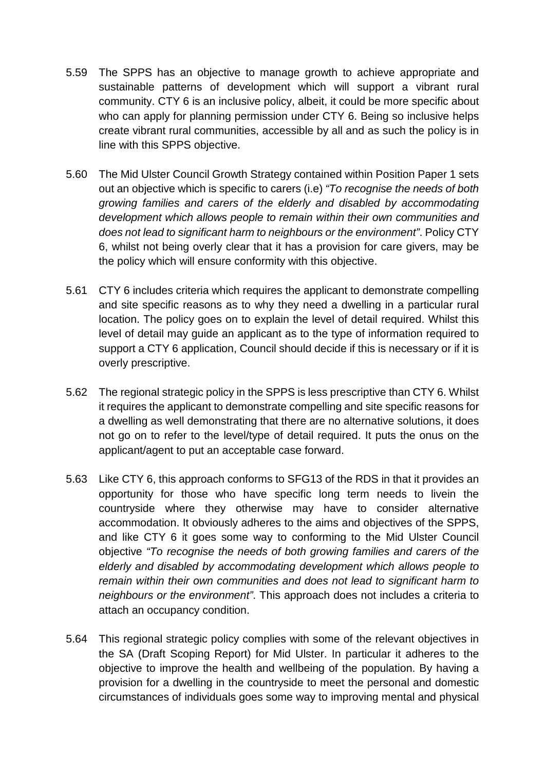5.59 The SPPS has an objective to manage growth to achieve appropriate and sustainable patterns of development which will support a vibrant rural community. CTY 6 is an inclusive policy, albeit, it could be more specific about who can apply for planning permission under CTY 6. Being so inclusive helps create vibrant rural communities, accessible by all and as such the policy is in line with this SPPS objective.

5.60 The Mid Ulster Council Growth Strategy contained within Position Paper 1 sets out an objective which is specific to carers (i.e) *"To recognise the needs of both growing families and carers of the elderly and disabled by accommodating development which allows people to remain within their own communities and does not lead to significant harm to neighbours or the environment"*. Policy CTY 6, whilst not being overly clear that it has a provision for care givers, may be the policy which will ensure conformity with this objective.

5.61 CTY 6 includes criteria which requires the applicant to demonstrate compelling and site specific reasons as to why they need a dwelling in a particular rural location. The policy goes on to explain the level of detail required. Whilst this level of detail may guide an applicant as to the type of information required to support a CTY 6 application, Council should decide if this is necessary or if it is overly prescriptive.

5.62 The regional strategic policy in the SPPS is less prescriptive than CTY 6. Whilst it requires the applicant to demonstrate compelling and site specific reasons for a dwelling as well demonstrating that there are no alternative solutions, it does not go on to refer to the level/type of detail required. It puts the onus on the applicant/agent to put an acceptable case forward.

5.63 Like CTY 6, this approach conforms to SFG13 of the RDS in that it provides an opportunity for those who have specific long term needs to livein the countryside where they otherwise may have to consider alternative accommodation. It obviously adheres to the aims and objectives of the SPPS, and like CTY 6 it goes some way to conforming to the Mid Ulster Council objective *"To recognise the needs of both growing families and carers of the elderly and disabled by accommodating development which allows people to remain within their own communities and does not lead to significant harm to neighbours or the environment"*. This approach does not includes a criteria to attach an occupancy condition.

5.64 This regional strategic policy complies with some of the relevant objectives in the SA (Draft Scoping Report) for Mid Ulster. In particular it adheres to the objective to improve the health and wellbeing of the population. By having a provision for a dwelling in the countryside to meet the personal and domestic circumstances of individuals goes some way to improving mental and physical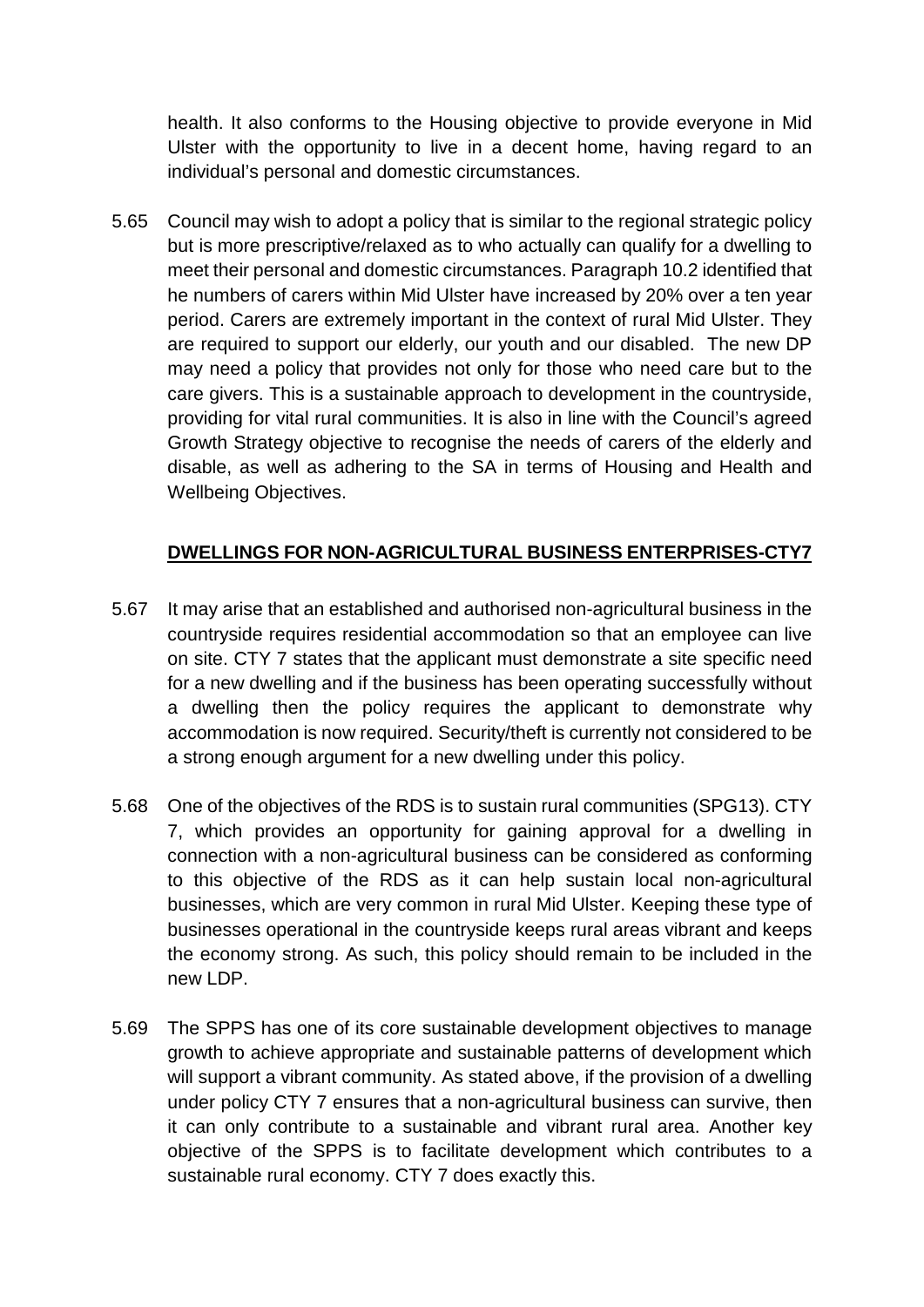health. It also conforms to the Housing objective to provide everyone in Mid Ulster with the opportunity to live in a decent home, having regard to an individual's personal and domestic circumstances.

5.65 Council may wish to adopt a policy that is similar to the regional strategic policy but is more prescriptive/relaxed as to who actually can qualify for a dwelling to meet their personal and domestic circumstances. Paragraph 10.2 identified that he numbers of carers within Mid Ulster have increased by 20% over a ten year period. Carers are extremely important in the context of rural Mid Ulster. They are required to support our elderly, our youth and our disabled. The new DP may need a policy that provides not only for those who need care but to the care givers. This is a sustainable approach to development in the countryside, providing for vital rural communities. It is also in line with the Council's agreed Growth Strategy objective to recognise the needs of carers of the elderly and disable, as well as adhering to the SA in terms of Housing and Health and Wellbeing Objectives.

## DWELLINGS FOR NON-AGRICULTURAL BUSINESS ENTERPRISES-CTY7

5.67 It may arise that an established and authorised non-agricultural business in the countryside requires residential accommodation so that an employee can live on site. CTY 7 states that the applicant must demonstrate a site specific need for a new dwelling and if the business has been operating successfully without a dwelling then the policy requires the applicant to demonstrate why accommodation is now required. Security/theft is currently not considered to be a strong enough argument for a new dwelling under this policy.

5.68 One of the objectives of the RDS is to sustain rural communities (SPG13). CTY 7, which provides an opportunity for gaining approval for a dwelling in connection with a non-agricultural business can be considered as conforming to this objective of the RDS as it can help sustain local non-agricultural businesses, which are very common in rural Mid Ulster. Keeping these type of businesses operational in the countryside keeps rural areas vibrant and keeps the economy strong. As such, this policy should remain to be included in the new LDP.

5.69 The SPPS has one of its core sustainable development objectives to manage growth to achieve appropriate and sustainable patterns of development which will support a vibrant community. As stated above, if the provision of a dwelling under policy CTY 7 ensures that a non-agricultural business can survive, then it can only contribute to a sustainable and vibrant rural area. Another key objective of the SPPS is to facilitate development which contributes to a sustainable rural economy. CTY 7 does exactly this.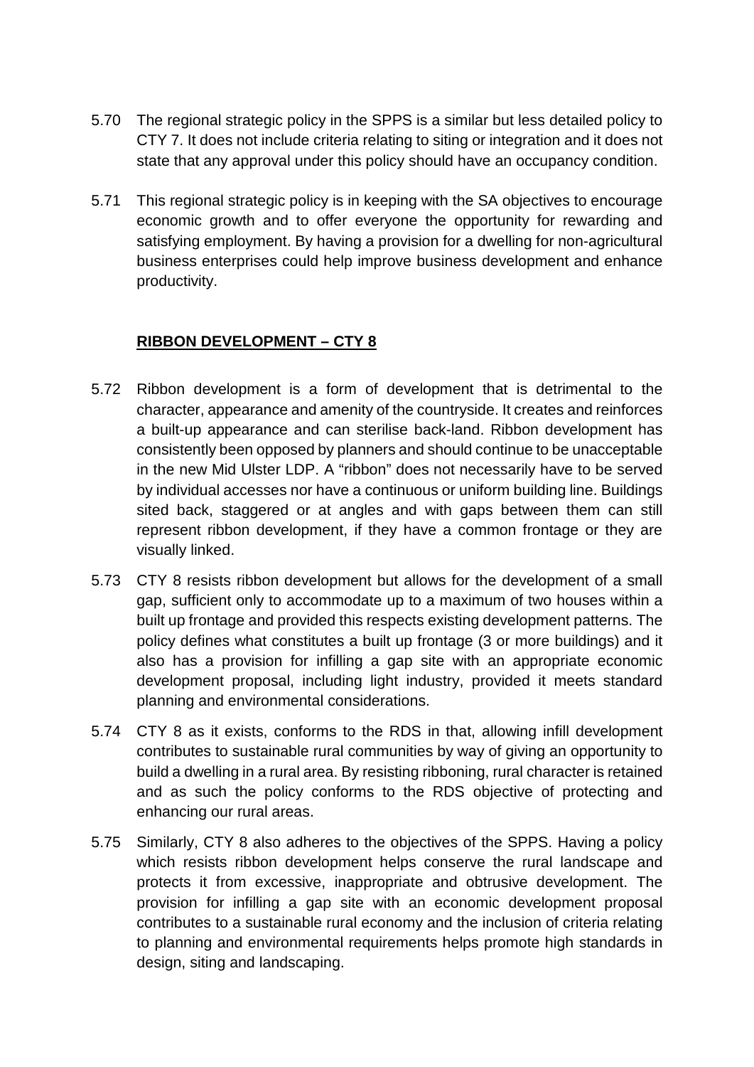5.70 The regional strategic policy in the SPPS is a similar but less detailed policy to CTY 7. It does not include criteria relating to siting or integration and it does not state that any approval under this policy should have an occupancy condition.

5.71 This regional strategic policy is in keeping with the SA objectives to encourage economic growth and to offer everyone the opportunity for rewarding and satisfying employment. By having a provision for a dwelling for non-agricultural business enterprises could help improve business development and enhance productivity.

## **RIBBON DEVELOPMENT – CTY 8**

5.72 Ribbon development is a form of development that is detrimental to the character, appearance and amenity of the countryside. It creates and reinforces a built-up appearance and can sterilise back-land. Ribbon development has consistently been opposed by planners and should continue to be unacceptable in the new Mid Ulster LDP. A "ribbon" does not necessarily have to be served by individual accesses nor have a continuous or uniform building line. Buildings sited back, staggered or at angles and with gaps between them can still represent ribbon development, if they have a common frontage or they are visually linked.

5.73 CTY 8 resists ribbon development but allows for the development of a small gap, sufficient only to accommodate up to a maximum of two houses within a built up frontage and provided this respects existing development patterns. The policy defines what constitutes a built up frontage (3 or more buildings) and it also has a provision for infilling a gap site with an appropriate economic development proposal, including light industry, provided it meets standard planning and environmental considerations.

5.74 CTY 8 as it exists, conforms to the RDS in that, allowing infill development contributes to sustainable rural communities by way of giving an opportunity to build a dwelling in a rural area. By resisting ribboning, rural character is retained and as such the policy conforms to the RDS objective of protecting and enhancing our rural areas.

5.75 Similarly, CTY 8 also adheres to the objectives of the SPPS. Having a policy which resists ribbon development helps conserve the rural landscape and protects it from excessive, inappropriate and obtrusive development. The provision for infilling a gap site with an economic development proposal contributes to a sustainable rural economy and the inclusion of criteria relating to planning and environmental requirements helps promote high standards in design, siting and landscaping.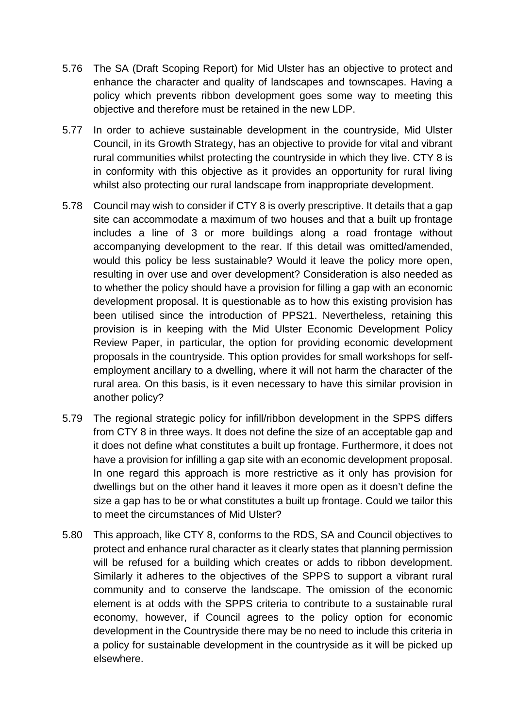5.76 The SA (Draft Scoping Report) for Mid Ulster has an objective to protect and enhance the character and quality of landscapes and townscapes. Having a policy which prevents ribbon development goes some way to meeting this objective and therefore must be retained in the new LDP.

5.77 In order to achieve sustainable development in the countryside, Mid Ulster Council, in its Growth Strategy, has an objective to provide for vital and vibrant rural communities whilst protecting the countryside in which they live. CTY 8 is in conformity with this objective as it provides an opportunity for rural living whilst also protecting our rural landscape from inappropriate development.

5.78 Council may wish to consider if CTY 8 is overly prescriptive. It details that a gap site can accommodate a maximum of two houses and that a built up frontage includes a line of 3 or more buildings along a road frontage without accompanying development to the rear. If this detail was omitted/amended, would this policy be less sustainable? Would it leave the policy more open, resulting in over use and over development? Consideration is also needed as to whether the policy should have a provision for filling a gap with an economic development proposal. It is questionable as to how this existing provision has been utilised since the introduction of PPS21. Nevertheless, retaining this provision is in keeping with the Mid Ulster Economic Development Policy Review Paper, in particular, the option for providing economic development proposals in the countryside. This option provides for small workshops for self-employment ancillary to a dwelling, where it will not harm the character of the rural area. On this basis, is it even necessary to have this similar provision in another policy?

5.79 The regional strategic policy for infill/ribbon development in the SPPS differs from CTY 8 in three ways. It does not define the size of an acceptable gap and it does not define what constitutes a built up frontage. Furthermore, it does not have a provision for infilling a gap site with an economic development proposal. In one regard this approach is more restrictive as it only has provision for dwellings but on the other hand it leaves it more open as it doesn't define the size a gap has to be or what constitutes a built up frontage. Could we tailor this to meet the circumstances of Mid Ulster?

5.80 This approach, like CTY 8, conforms to the RDS, SA and Council objectives to protect and enhance rural character as it clearly states that planning permission will be refused for a building which creates or adds to ribbon development. Similarly it adheres to the objectives of the SPPS to support a vibrant rural community and to conserve the landscape. The omission of the economic element is at odds with the SPPS criteria to contribute to a sustainable rural economy, however, if Council agrees to the policy option for economic development in the Countryside there may be no need to include this criteria in a policy for sustainable development in the countryside as it will be picked up elsewhere.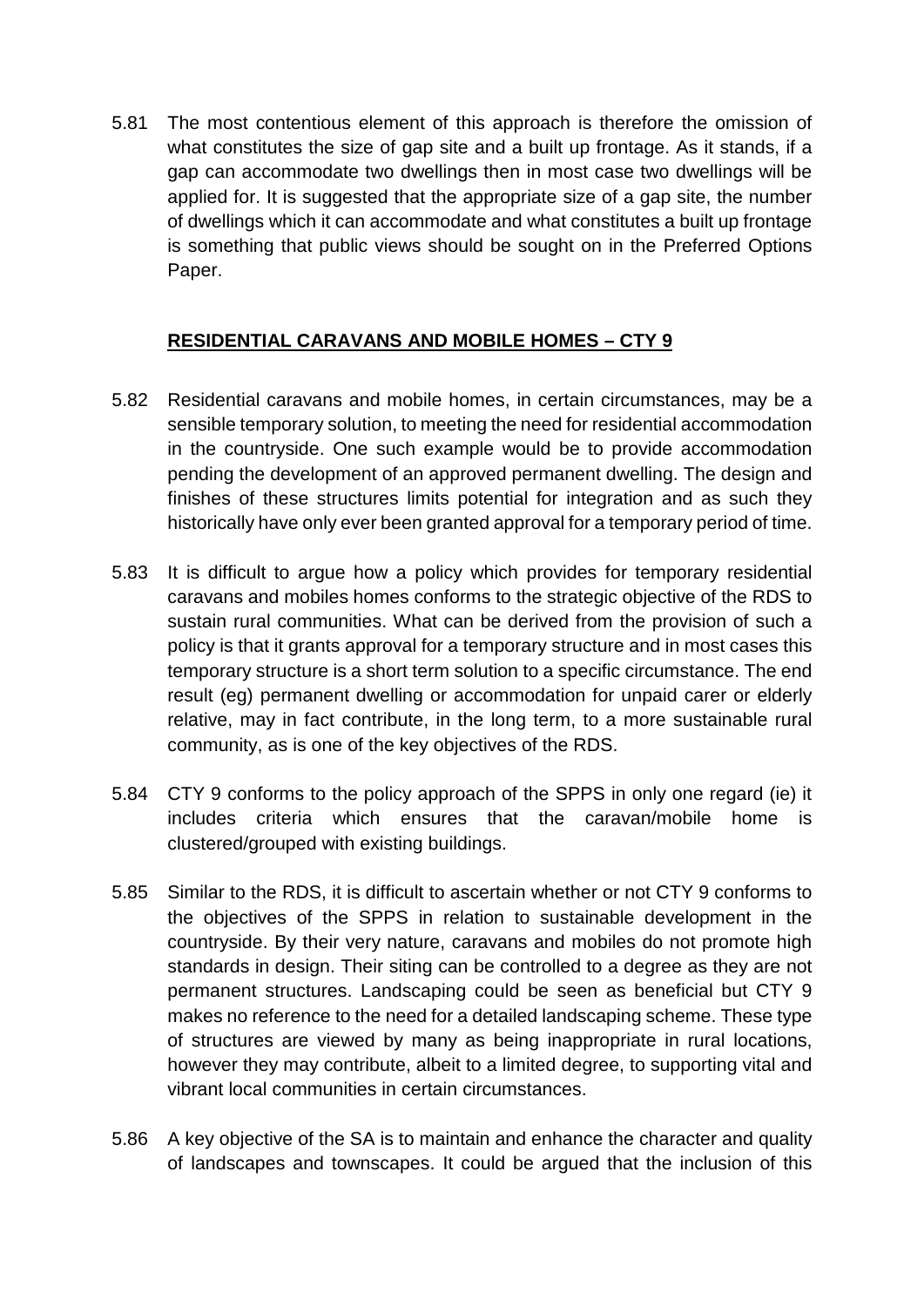5.81 The most contentious element of this approach is therefore the omission of what constitutes the size of gap site and a built up frontage. As it stands, if a gap can accommodate two dwellings then in most case two dwellings will be applied for. It is suggested that the appropriate size of a gap site, the number of dwellings which it can accommodate and what constitutes a built up frontage is something that public views should be sought on in the Preferred Options Paper.

## RESIDENTIAL CARAVANS AND MOBILE HOMES – CTY 9

5.82 Residential caravans and mobile homes, in certain circumstances, may be a sensible temporary solution, to meeting the need for residential accommodation in the countryside. One such example would be to provide accommodation pending the development of an approved permanent dwelling. The design and finishes of these structures limits potential for integration and as such they historically have only ever been granted approval for a temporary period of time.

5.83 It is difficult to argue how a policy which provides for temporary residential caravans and mobiles homes conforms to the strategic objective of the RDS to sustain rural communities. What can be derived from the provision of such a policy is that it grants approval for a temporary structure and in most cases this temporary structure is a short term solution to a specific circumstance. The end result (eg) permanent dwelling or accommodation for unpaid carer or elderly relative, may in fact contribute, in the long term, to a more sustainable rural community, as is one of the key objectives of the RDS.

5.84 CTY 9 conforms to the policy approach of the SPPS in only one regard (ie) it includes criteria which ensures that the caravan/mobile home is clustered/grouped with existing buildings.

5.85 Similar to the RDS, it is difficult to ascertain whether or not CTY 9 conforms to the objectives of the SPPS in relation to sustainable development in the countryside. By their very nature, caravans and mobiles do not promote high standards in design. Their siting can be controlled to a degree as they are not permanent structures. Landscaping could be seen as beneficial but CTY 9 makes no reference to the need for a detailed landscaping scheme. These type of structures are viewed by many as being inappropriate in rural locations, however they may contribute, albeit to a limited degree, to supporting vital and vibrant local communities in certain circumstances.

5.86 A key objective of the SA is to maintain and enhance the character and quality of landscapes and townscapes. It could be argued that the inclusion of this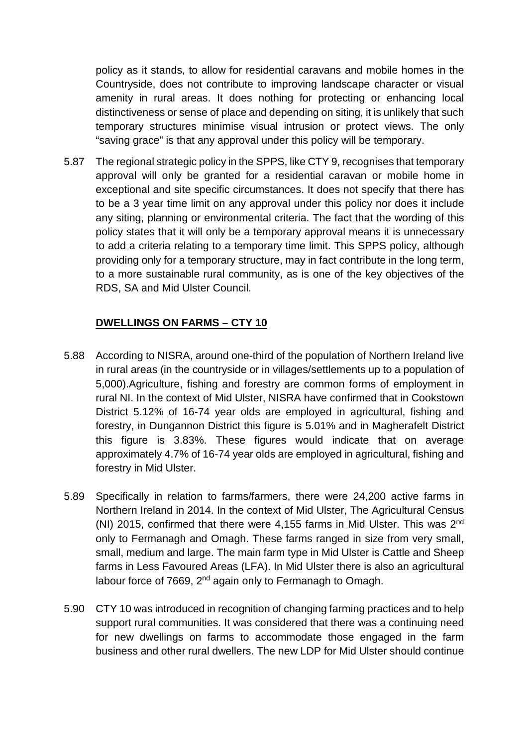policy as it stands, to allow for residential caravans and mobile homes in the Countryside, does not contribute to improving landscape character or visual amenity in rural areas. It does nothing for protecting or enhancing local distinctiveness or sense of place and depending on siting, it is unlikely that such temporary structures minimise visual intrusion or protect views. The only "saving grace" is that any approval under this policy will be temporary.

5.87 The regional strategic policy in the SPPS, like CTY 9, recognises that temporary approval will only be granted for a residential caravan or mobile home in exceptional and site specific circumstances. It does not specify that there has to be a 3 year time limit on any approval under this policy nor does it include any siting, planning or environmental criteria. The fact that the wording of this policy states that it will only be a temporary approval means it is unnecessary to add a criteria relating to a temporary time limit. This SPPS policy, although providing only for a temporary structure, may in fact contribute in the long term, to a more sustainable rural community, as is one of the key objectives of the RDS, SA and Mid Ulster Council.

## DWELLINGS ON FARMS – CTY 10

5.88 According to NISRA, around one-third of the population of Northern Ireland live in rural areas (in the countryside or in villages/settlements up to a population of 5,000).Agriculture, fishing and forestry are common forms of employment in rural NI. In the context of Mid Ulster, NISRA have confirmed that in Cookstown District 5.12% of 16-74 year olds are employed in agricultural, fishing and forestry, in Dungannon District this figure is 5.01% and in Magherafelt District this figure is 3.83%. These figures would indicate that on average approximately 4.7% of 16-74 year olds are employed in agricultural, fishing and forestry in Mid Ulster.

5.89 Specifically in relation to farms/farmers, there were 24,200 active farms in Northern Ireland in 2014. In the context of Mid Ulster, The Agricultural Census (NI) 2015, confirmed that there were 4,155 farms in Mid Ulster. This was 2nd only to Fermanagh and Omagh. These farms ranged in size from very small, small, medium and large. The main farm type in Mid Ulster is Cattle and Sheep farms in Less Favoured Areas (LFA). In Mid Ulster there is also an agricultural labour force of 7669, 2nd again only to Fermanagh to Omagh.

5.90 CTY 10 was introduced in recognition of changing farming practices and to help support rural communities. It was considered that there was a continuing need for new dwellings on farms to accommodate those engaged in the farm business and other rural dwellers. The new LDP for Mid Ulster should continue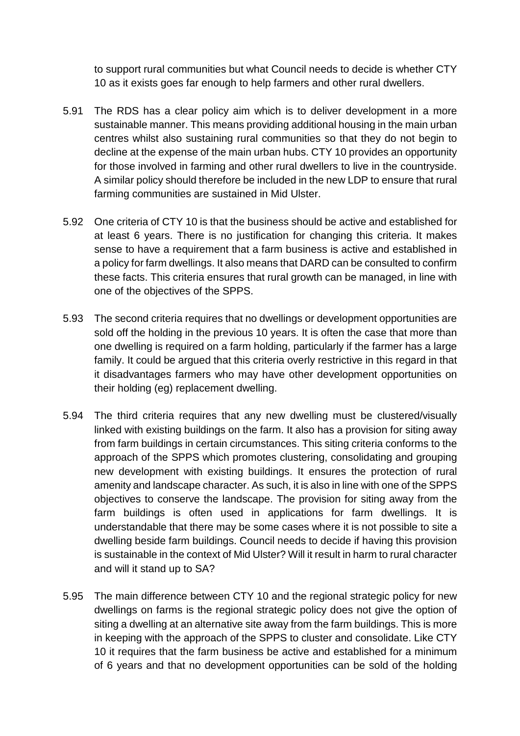to support rural communities but what Council needs to decide is whether CTY 10 as it exists goes far enough to help farmers and other rural dwellers.

5.91 The RDS has a clear policy aim which is to deliver development in a more sustainable manner. This means providing additional housing in the main urban centres whilst also sustaining rural communities so that they do not begin to decline at the expense of the main urban hubs. CTY 10 provides an opportunity for those involved in farming and other rural dwellers to live in the countryside. A similar policy should therefore be included in the new LDP to ensure that rural farming communities are sustained in Mid Ulster.

5.92 One criteria of CTY 10 is that the business should be active and established for at least 6 years. There is no justification for changing this criteria. It makes sense to have a requirement that a farm business is active and established in a policy for farm dwellings. It also means that DARD can be consulted to confirm these facts. This criteria ensures that rural growth can be managed, in line with one of the objectives of the SPPS.

5.93 The second criteria requires that no dwellings or development opportunities are sold off the holding in the previous 10 years. It is often the case that more than one dwelling is required on a farm holding, particularly if the farmer has a large family. It could be argued that this criteria overly restrictive in this regard in that it disadvantages farmers who may have other development opportunities on their holding (eg) replacement dwelling.

5.94 The third criteria requires that any new dwelling must be clustered/visually linked with existing buildings on the farm. It also has a provision for siting away from farm buildings in certain circumstances. This siting criteria conforms to the approach of the SPPS which promotes clustering, consolidating and grouping new development with existing buildings. It ensures the protection of rural amenity and landscape character. As such, it is also in line with one of the SPPS objectives to conserve the landscape. The provision for siting away from the farm buildings is often used in applications for farm dwellings. It is understandable that there may be some cases where it is not possible to site a dwelling beside farm buildings. Council needs to decide if having this provision is sustainable in the context of Mid Ulster? Will it result in harm to rural character and will it stand up to SA?

5.95 The main difference between CTY 10 and the regional strategic policy for new dwellings on farms is the regional strategic policy does not give the option of siting a dwelling at an alternative site away from the farm buildings. This is more in keeping with the approach of the SPPS to cluster and consolidate. Like CTY 10 it requires that the farm business be active and established for a minimum of 6 years and that no development opportunities can be sold of the holding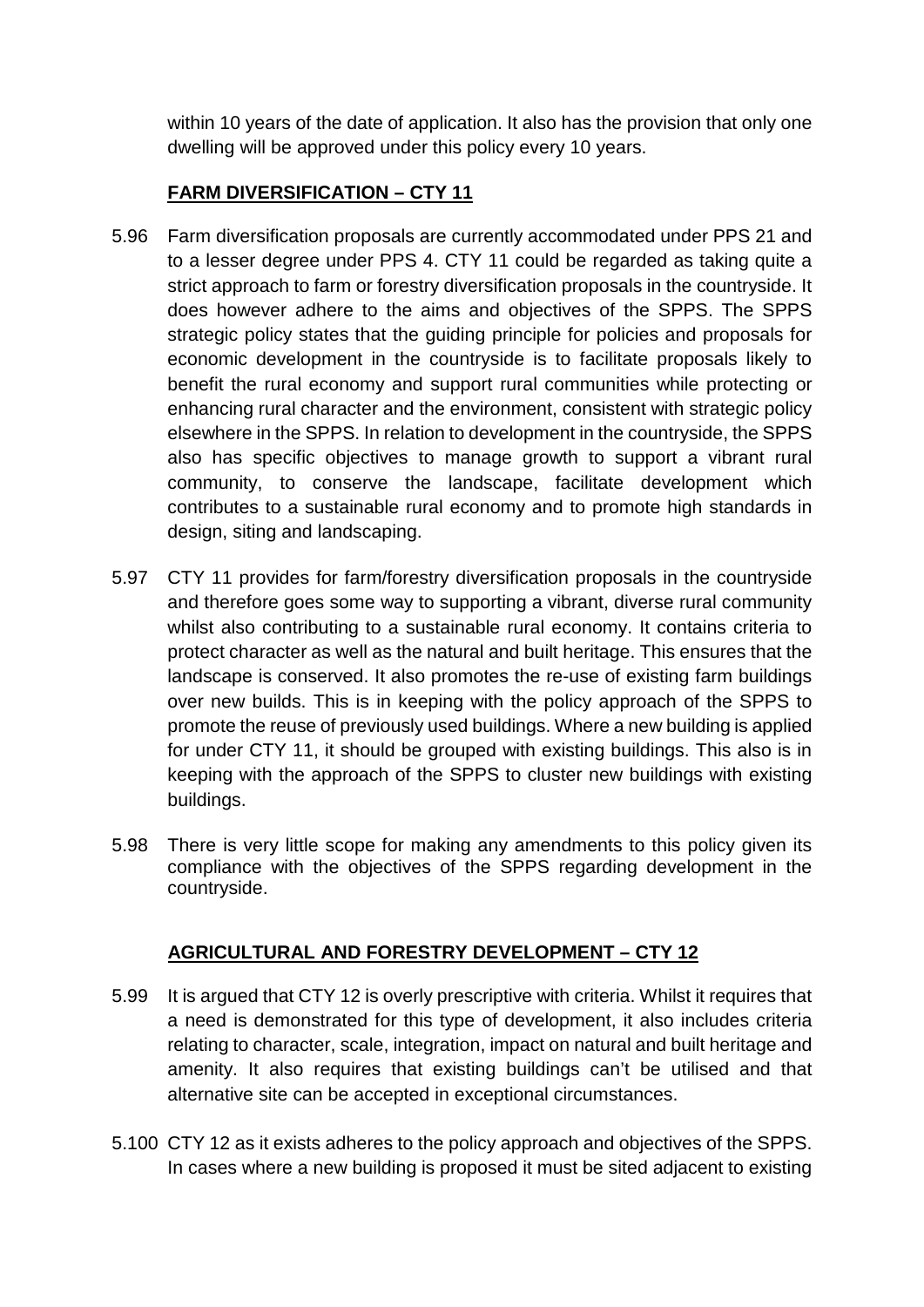within 10 years of the date of application. It also has the provision that only one dwelling will be approved under this policy every 10 years.

## FARM DIVERSIFICATION – CTY 11

5.96 Farm diversification proposals are currently accommodated under PPS 21 and to a lesser degree under PPS 4. CTY 11 could be regarded as taking quite a strict approach to farm or forestry diversification proposals in the countryside. It does however adhere to the aims and objectives of the SPPS. The SPPS strategic policy states that the guiding principle for policies and proposals for economic development in the countryside is to facilitate proposals likely to benefit the rural economy and support rural communities while protecting or enhancing rural character and the environment, consistent with strategic policy elsewhere in the SPPS. In relation to development in the countryside, the SPPS also has specific objectives to manage growth to support a vibrant rural community, to conserve the landscape, facilitate development which contributes to a sustainable rural economy and to promote high standards in design, siting and landscaping.

5.97 CTY 11 provides for farm/forestry diversification proposals in the countryside and therefore goes some way to supporting a vibrant, diverse rural community whilst also contributing to a sustainable rural economy. It contains criteria to protect character as well as the natural and built heritage. This ensures that the landscape is conserved. It also promotes the re-use of existing farm buildings over new builds. This is in keeping with the policy approach of the SPPS to promote the reuse of previously used buildings. Where a new building is applied for under CTY 11, it should be grouped with existing buildings. This also is in keeping with the approach of the SPPS to cluster new buildings with existing buildings.

5.98 There is very little scope for making any amendments to this policy given its compliance with the objectives of the SPPS regarding development in the countryside.

## AGRICULTURAL AND FORESTRY DEVELOPMENT – CTY 12

5.99 It is argued that CTY 12 is overly prescriptive with criteria. Whilst it requires that a need is demonstrated for this type of development, it also includes criteria relating to character, scale, integration, impact on natural and built heritage and amenity. It also requires that existing buildings can't be utilised and that alternative site can be accepted in exceptional circumstances.

5.100 CTY 12 as it exists adheres to the policy approach and objectives of the SPPS. In cases where a new building is proposed it must be sited adjacent to existing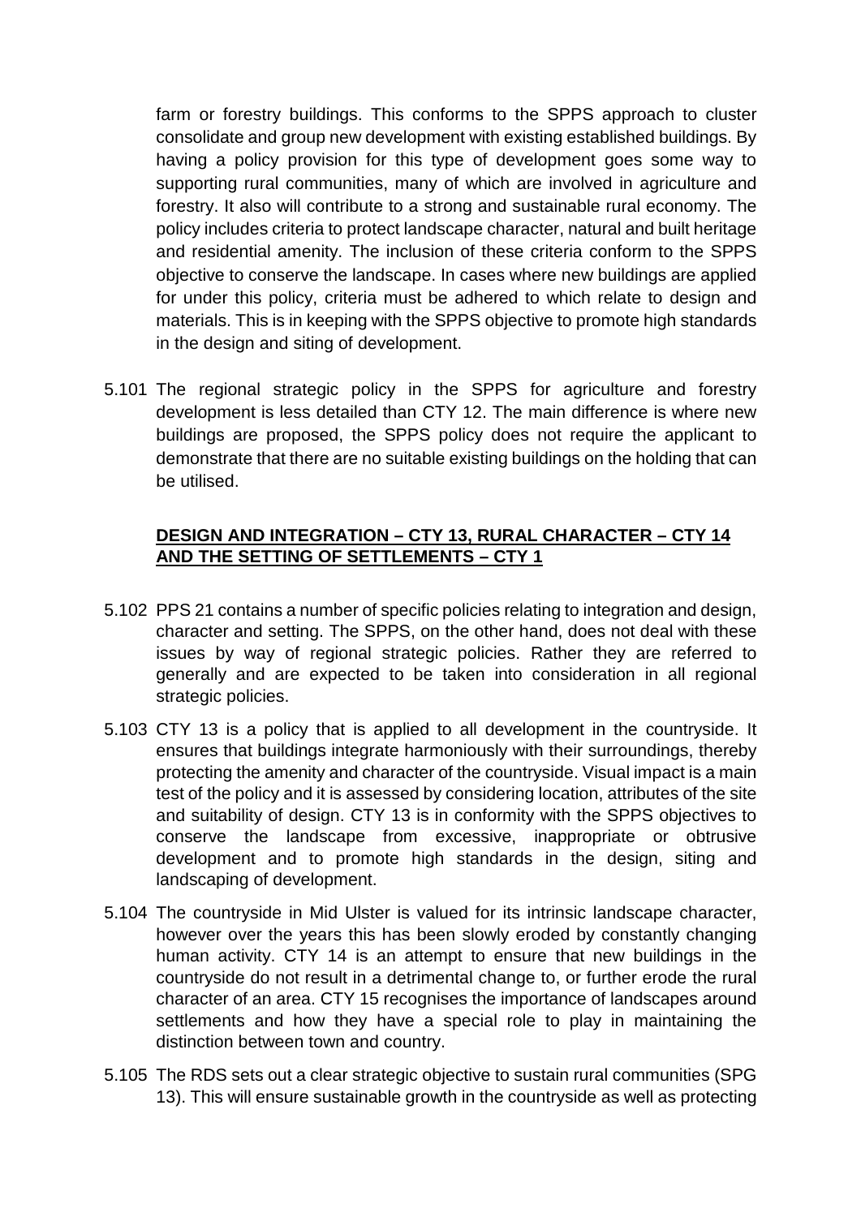farm or forestry buildings. This conforms to the SPPS approach to cluster consolidate and group new development with existing established buildings. By having a policy provision for this type of development goes some way to supporting rural communities, many of which are involved in agriculture and forestry. It also will contribute to a strong and sustainable rural economy. The policy includes criteria to protect landscape character, natural and built heritage and residential amenity. The inclusion of these criteria conform to the SPPS objective to conserve the landscape. In cases where new buildings are applied for under this policy, criteria must be adhered to which relate to design and materials. This is in keeping with the SPPS objective to promote high standards in the design and siting of development.

5.101 The regional strategic policy in the SPPS for agriculture and forestry development is less detailed than CTY 12. The main difference is where new buildings are proposed, the SPPS policy does not require the applicant to demonstrate that there are no suitable existing buildings on the holding that can be utilised.

**DESIGN AND INTEGRATION – CTY 13, RURAL CHARACTER – CTY 14 AND THE SETTING OF SETTLEMENTS – CTY 1**

5.102 PPS 21 contains a number of specific policies relating to integration and design, character and setting. The SPPS, on the other hand, does not deal with these issues by way of regional strategic policies. Rather they are referred to generally and are expected to be taken into consideration in all regional strategic policies.

5.103 CTY 13 is a policy that is applied to all development in the countryside. It ensures that buildings integrate harmoniously with their surroundings, thereby protecting the amenity and character of the countryside. Visual impact is a main test of the policy and it is assessed by considering location, attributes of the site and suitability of design. CTY 13 is in conformity with the SPPS objectives to conserve the landscape from excessive, inappropriate or obtrusive development and to promote high standards in the design, siting and landscaping of development.

5.104 The countryside in Mid Ulster is valued for its intrinsic landscape character, however over the years this has been slowly eroded by constantly changing human activity. CTY 14 is an attempt to ensure that new buildings in the countryside do not result in a detrimental change to, or further erode the rural character of an area. CTY 15 recognises the importance of landscapes around settlements and how they have a special role to play in maintaining the distinction between town and country.

5.105 The RDS sets out a clear strategic objective to sustain rural communities (SPG 13). This will ensure sustainable growth in the countryside as well as protecting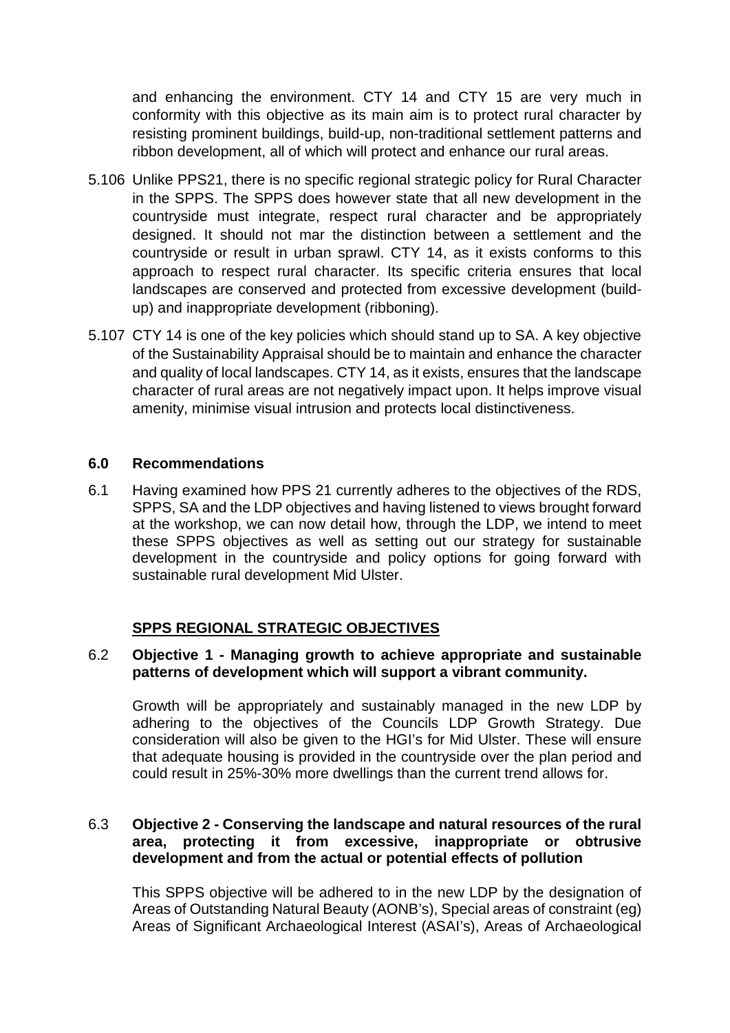and enhancing the environment. CTY 14 and CTY 15 are very much in conformity with this objective as its main aim is to protect rural character by resisting prominent buildings, build-up, non-traditional settlement patterns and ribbon development, all of which will protect and enhance our rural areas.

5.106 Unlike PPS21, there is no specific regional strategic policy for Rural Character in the SPPS. The SPPS does however state that all new development in the countryside must integrate, respect rural character and be appropriately designed. It should not mar the distinction between a settlement and the countryside or result in urban sprawl. CTY 14, as it exists conforms to this approach to respect rural character. Its specific criteria ensures that local landscapes are conserved and protected from excessive development (build-up) and inappropriate development (ribboning).

5.107 CTY 14 is one of the key policies which should stand up to SA. A key objective of the Sustainability Appraisal should be to maintain and enhance the character and quality of local landscapes. CTY 14, as it exists, ensures that the landscape character of rural areas are not negatively impact upon. It helps improve visual amenity, minimise visual intrusion and protects local distinctiveness.

## 6.0 Recommendations

6.1 Having examined how PPS 21 currently adheres to the objectives of the RDS, SPPS, SA and the LDP objectives and having listened to views brought forward at the workshop, we can now detail how, through the LDP, we intend to meet these SPPS objectives as well as setting out our strategy for sustainable development in the countryside and policy options for going forward with sustainable rural development Mid Ulster.

### SPPS REGIONAL STRATEGIC OBJECTIVES

6.2 **Objective 1 - Managing growth to achieve appropriate and sustainable patterns of development which will support a vibrant community.**

Growth will be appropriately and sustainably managed in the new LDP by adhering to the objectives of the Councils LDP Growth Strategy. Due consideration will also be given to the HGI's for Mid Ulster. These will ensure that adequate housing is provided in the countryside over the plan period and could result in 25%-30% more dwellings than the current trend allows for.

6.3 **Objective 2 - Conserving the landscape and natural resources of the rural area, protecting it from excessive, inappropriate or obtrusive development and from the actual or potential effects of pollution**

This SPPS objective will be adhered to in the new LDP by the designation of Areas of Outstanding Natural Beauty (AONB's), Special areas of constraint (eg) Areas of Significant Archaeological Interest (ASAI's), Areas of Archaeological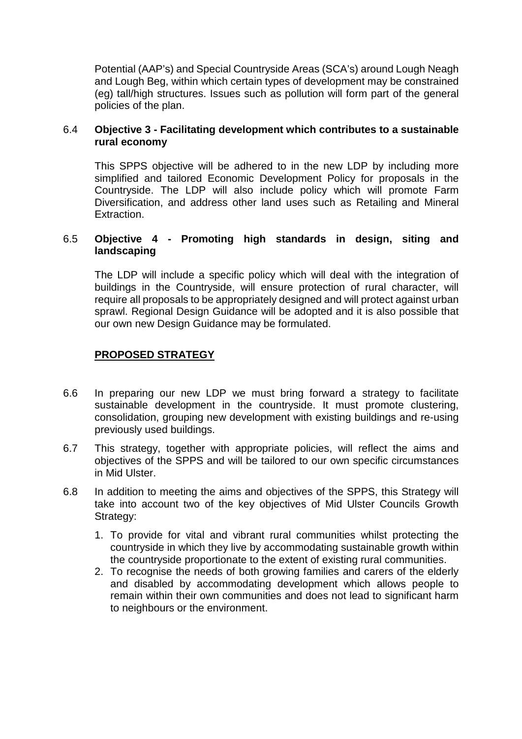Potential (AAP's) and Special Countryside Areas (SCA's) around Lough Neagh and Lough Beg, within which certain types of development may be constrained (eg) tall/high structures. Issues such as pollution will form part of the general policies of the plan.

6.4 **Objective 3 - Facilitating development which contributes to a sustainable rural economy**

This SPPS objective will be adhered to in the new LDP by including more simplified and tailored Economic Development Policy for proposals in the Countryside. The LDP will also include policy which will promote Farm Diversification, and address other land uses such as Retailing and Mineral Extraction.

6.5 **Objective 4 - Promoting high standards in design, siting and landscaping**

The LDP will include a specific policy which will deal with the integration of buildings in the Countryside, will ensure protection of rural character, will require all proposals to be appropriately designed and will protect against urban sprawl. Regional Design Guidance will be adopted and it is also possible that our own new Design Guidance may be formulated.

## PROPOSED STRATEGY

6.6 In preparing our new LDP we must bring forward a strategy to facilitate sustainable development in the countryside. It must promote clustering, consolidation, grouping new development with existing buildings and re-using previously used buildings.

6.7 This strategy, together with appropriate policies, will reflect the aims and objectives of the SPPS and will be tailored to our own specific circumstances in Mid Ulster.

6.8 In addition to meeting the aims and objectives of the SPPS, this Strategy will take into account two of the key objectives of Mid Ulster Councils Growth Strategy:

1. To provide for vital and vibrant rural communities whilst protecting the countryside in which they live by accommodating sustainable growth within the countryside proportionate to the extent of existing rural communities.
2. To recognise the needs of both growing families and carers of the elderly and disabled by accommodating development which allows people to remain within their own communities and does not lead to significant harm to neighbours or the environment.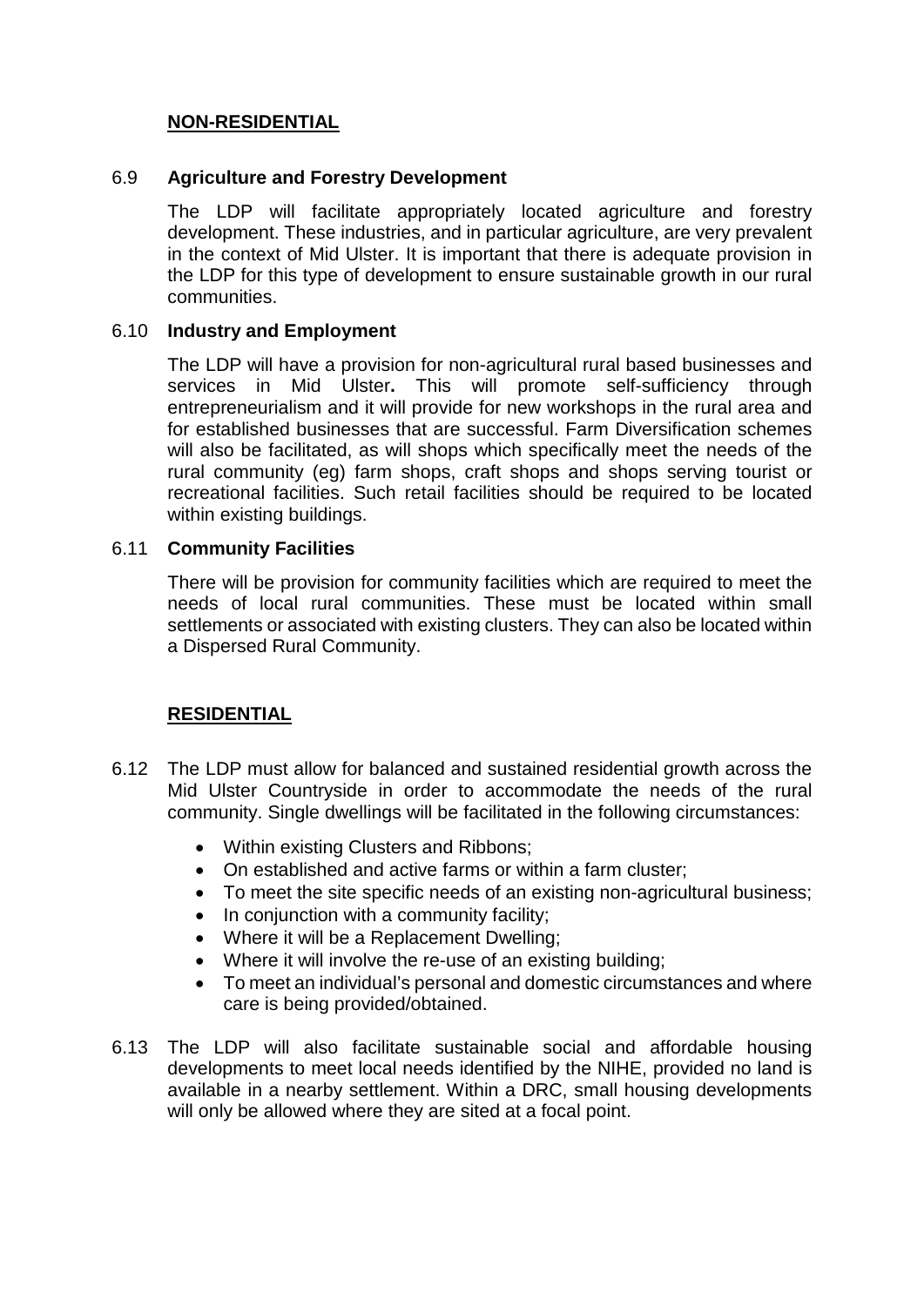## NON-RESIDENTIAL

### 6.9 Agriculture and Forestry Development

The LDP will facilitate appropriately located agriculture and forestry development. These industries, and in particular agriculture, are very prevalent in the context of Mid Ulster. It is important that there is adequate provision in the LDP for this type of development to ensure sustainable growth in our rural communities.

### 6.10 Industry and Employment

The LDP will have a provision for non-agricultural rural based businesses and services in Mid Ulster**.** This will promote self-sufficiency through entrepreneurialism and it will provide for new workshops in the rural area and for established businesses that are successful. Farm Diversification schemes will also be facilitated, as will shops which specifically meet the needs of the rural community (eg) farm shops, craft shops and shops serving tourist or recreational facilities. Such retail facilities should be required to be located within existing buildings.

### 6.11 Community Facilities

There will be provision for community facilities which are required to meet the needs of local rural communities. These must be located within small settlements or associated with existing clusters. They can also be located within a Dispersed Rural Community.

## RESIDENTIAL

6.12 The LDP must allow for balanced and sustained residential growth across the Mid Ulster Countryside in order to accommodate the needs of the rural community. Single dwellings will be facilitated in the following circumstances:

- Within existing Clusters and Ribbons;
- On established and active farms or within a farm cluster;
- To meet the site specific needs of an existing non-agricultural business;
- In conjunction with a community facility;
- Where it will be a Replacement Dwelling;
- Where it will involve the re-use of an existing building;
- To meet an individual's personal and domestic circumstances and where care is being provided/obtained.

6.13 The LDP will also facilitate sustainable social and affordable housing developments to meet local needs identified by the NIHE, provided no land is available in a nearby settlement. Within a DRC, small housing developments will only be allowed where they are sited at a focal point.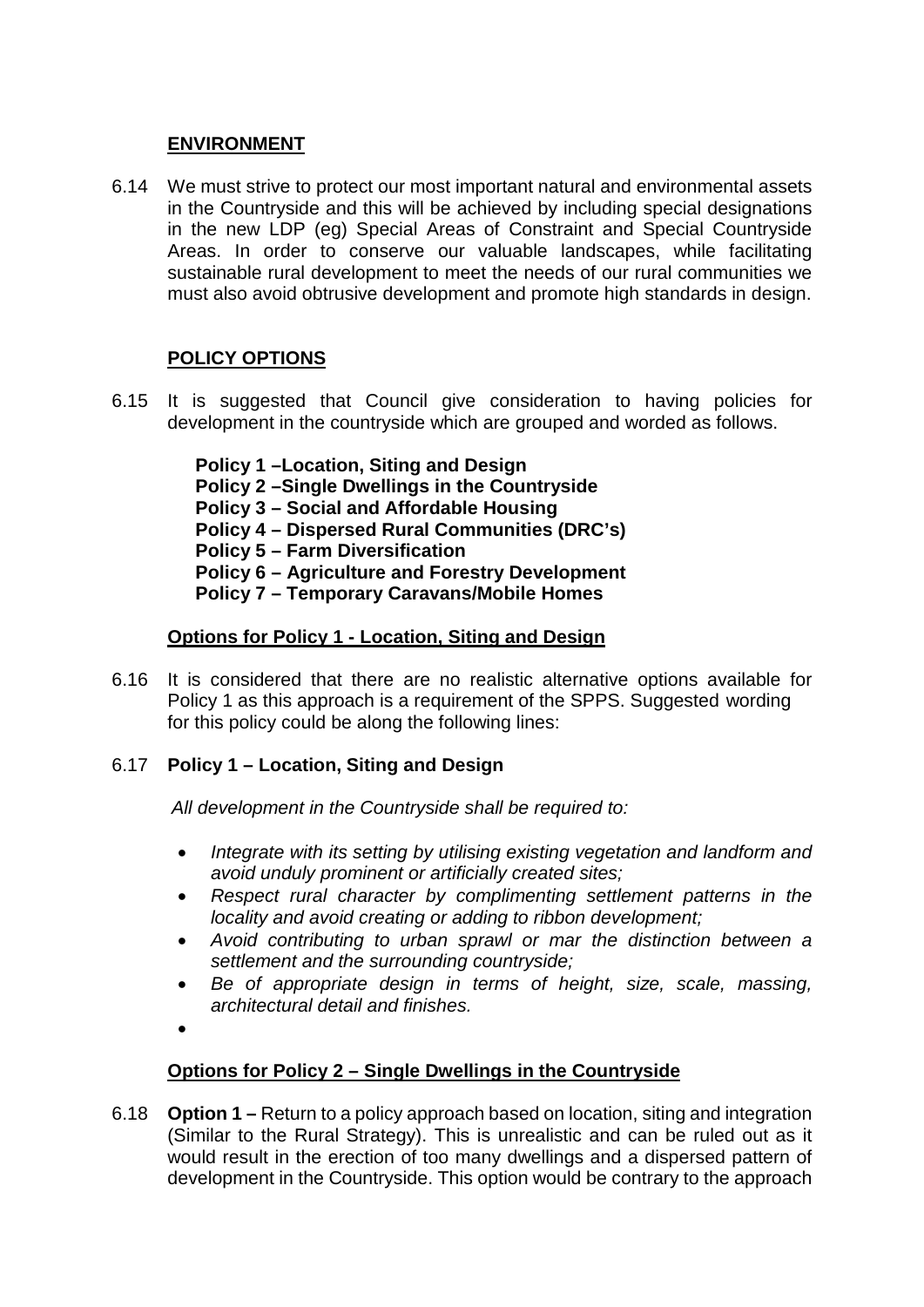## ENVIRONMENT

6.14 We must strive to protect our most important natural and environmental assets in the Countryside and this will be achieved by including special designations in the new LDP (eg) Special Areas of Constraint and Special Countryside Areas. In order to conserve our valuable landscapes, while facilitating sustainable rural development to meet the needs of our rural communities we must also avoid obtrusive development and promote high standards in design.

## POLICY OPTIONS

6.15 It is suggested that Council give consideration to having policies for development in the countryside which are grouped and worded as follows.

**Policy 1 –Location, Siting and Design**
**Policy 2 –Single Dwellings in the Countryside**
**Policy 3 – Social and Affordable Housing**
**Policy 4 – Dispersed Rural Communities (DRC's)**
**Policy 5 – Farm Diversification**
**Policy 6 – Agriculture and Forestry Development**
**Policy 7 – Temporary Caravans/Mobile Homes**

### Options for Policy 1 - Location, Siting and Design

6.16 It is considered that there are no realistic alternative options available for Policy 1 as this approach is a requirement of the SPPS. Suggested wording for this policy could be along the following lines:

6.17 **Policy 1 – Location, Siting and Design**

*All development in the Countryside shall be required to:*

- *Integrate with its setting by utilising existing vegetation and landform and avoid unduly prominent or artificially created sites;*
- *Respect rural character by complimenting settlement patterns in the locality and avoid creating or adding to ribbon development;*
- *Avoid contributing to urban sprawl or mar the distinction between a settlement and the surrounding countryside;*
- *Be of appropriate design in terms of height, size, scale, massing, architectural detail and finishes.*
-

### Options for Policy 2 – Single Dwellings in the Countryside

6.18 **Option 1 –** Return to a policy approach based on location, siting and integration (Similar to the Rural Strategy). This is unrealistic and can be ruled out as it would result in the erection of too many dwellings and a dispersed pattern of development in the Countryside. This option would be contrary to the approach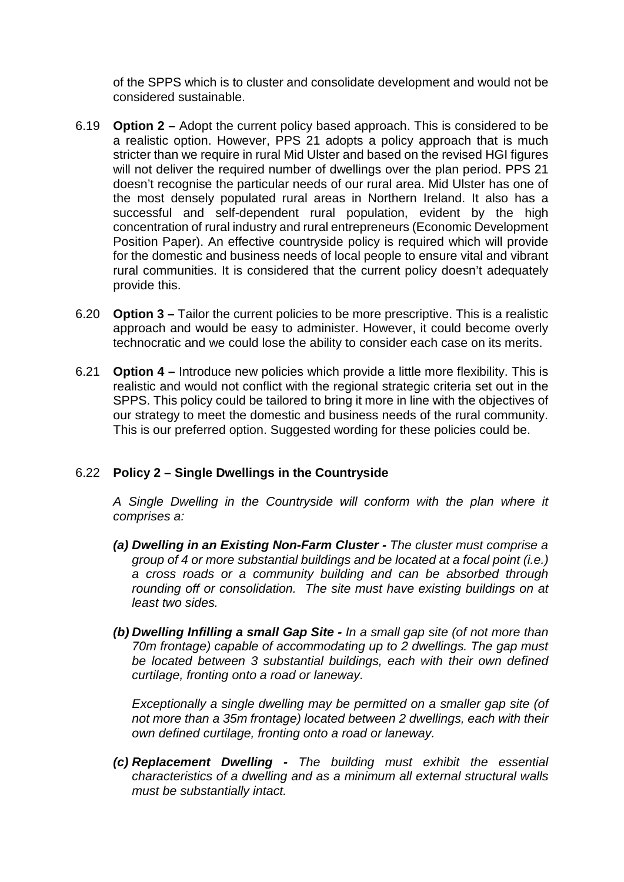of the SPPS which is to cluster and consolidate development and would not be considered sustainable.

6.19 **Option 2 –** Adopt the current policy based approach. This is considered to be a realistic option. However, PPS 21 adopts a policy approach that is much stricter than we require in rural Mid Ulster and based on the revised HGI figures will not deliver the required number of dwellings over the plan period. PPS 21 doesn't recognise the particular needs of our rural area. Mid Ulster has one of the most densely populated rural areas in Northern Ireland. It also has a successful and self-dependent rural population, evident by the high concentration of rural industry and rural entrepreneurs (Economic Development Position Paper). An effective countryside policy is required which will provide for the domestic and business needs of local people to ensure vital and vibrant rural communities. It is considered that the current policy doesn't adequately provide this.

6.20 **Option 3 –** Tailor the current policies to be more prescriptive. This is a realistic approach and would be easy to administer. However, it could become overly technocratic and we could lose the ability to consider each case on its merits.

6.21 **Option 4 –** Introduce new policies which provide a little more flexibility. This is realistic and would not conflict with the regional strategic criteria set out in the SPPS. This policy could be tailored to bring it more in line with the objectives of our strategy to meet the domestic and business needs of the rural community. This is our preferred option. Suggested wording for these policies could be.

6.22 **Policy 2 – Single Dwellings in the Countryside**

*A Single Dwelling in the Countryside will conform with the plan where it comprises a:*

***(a) Dwelling in an Existing Non-Farm Cluster -*** *The cluster must comprise a group of 4 or more substantial buildings and be located at a focal point (i.e.) a cross roads or a community building and can be absorbed through rounding off or consolidation. The site must have existing buildings on at least two sides.*

***(b) Dwelling Infilling a small Gap Site -*** *In a small gap site (of not more than 70m frontage) capable of accommodating up to 2 dwellings. The gap must be located between 3 substantial buildings, each with their own defined curtilage, fronting onto a road or laneway.*

*Exceptionally a single dwelling may be permitted on a smaller gap site (of not more than a 35m frontage) located between 2 dwellings, each with their own defined curtilage, fronting onto a road or laneway.*

***(c) Replacement Dwelling -*** *The building must exhibit the essential characteristics of a dwelling and as a minimum all external structural walls must be substantially intact.*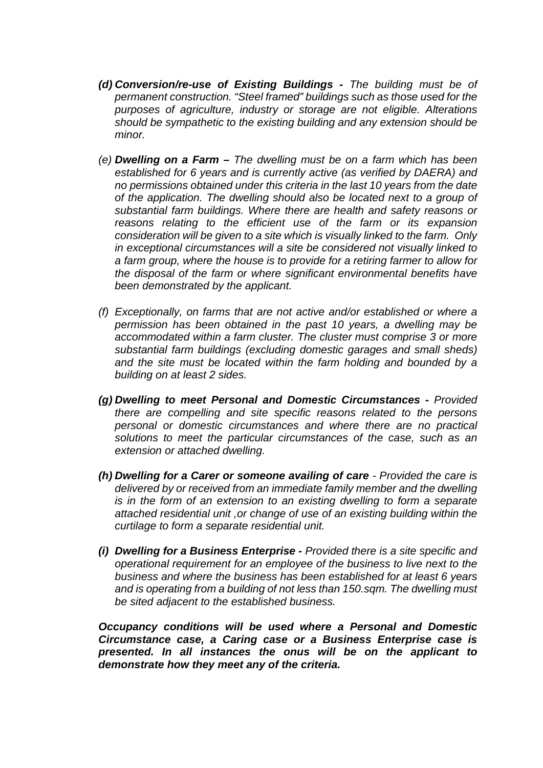*(d)* ***Conversion/re-use of Existing Buildings -*** *The building must be of permanent construction. "Steel framed" buildings such as those used for the purposes of agriculture, industry or storage are not eligible. Alterations should be sympathetic to the existing building and any extension should be minor.*

*(e)* ***Dwelling on a Farm –*** *The dwelling must be on a farm which has been established for 6 years and is currently active (as verified by DAERA) and no permissions obtained under this criteria in the last 10 years from the date of the application. The dwelling should also be located next to a group of substantial farm buildings. Where there are health and safety reasons or reasons relating to the efficient use of the farm or its expansion consideration will be given to a site which is visually linked to the farm. Only in exceptional circumstances will a site be considered not visually linked to a farm group, where the house is to provide for a retiring farmer to allow for the disposal of the farm or where significant environmental benefits have been demonstrated by the applicant.*

*(f) Exceptionally, on farms that are not active and/or established or where a permission has been obtained in the past 10 years, a dwelling may be accommodated within a farm cluster. The cluster must comprise 3 or more substantial farm buildings (excluding domestic garages and small sheds) and the site must be located within the farm holding and bounded by a building on at least 2 sides.*

*(g)* ***Dwelling to meet Personal and Domestic Circumstances -*** *Provided there are compelling and site specific reasons related to the persons personal or domestic circumstances and where there are no practical solutions to meet the particular circumstances of the case, such as an extension or attached dwelling.*

*(h)* ***Dwelling for a Carer or someone availing of care*** *- Provided the care is delivered by or received from an immediate family member and the dwelling is in the form of an extension to an existing dwelling to form a separate attached residential unit ,or change of use of an existing building within the curtilage to form a separate residential unit.*

*(i)* ***Dwelling for a Business Enterprise -*** *Provided there is a site specific and operational requirement for an employee of the business to live next to the business and where the business has been established for at least 6 years and is operating from a building of not less than 150.sqm. The dwelling must be sited adjacent to the established business.*

***Occupancy conditions will be used where a Personal and Domestic Circumstance case, a Caring case or a Business Enterprise case is presented. In all instances the onus will be on the applicant to demonstrate how they meet any of the criteria.***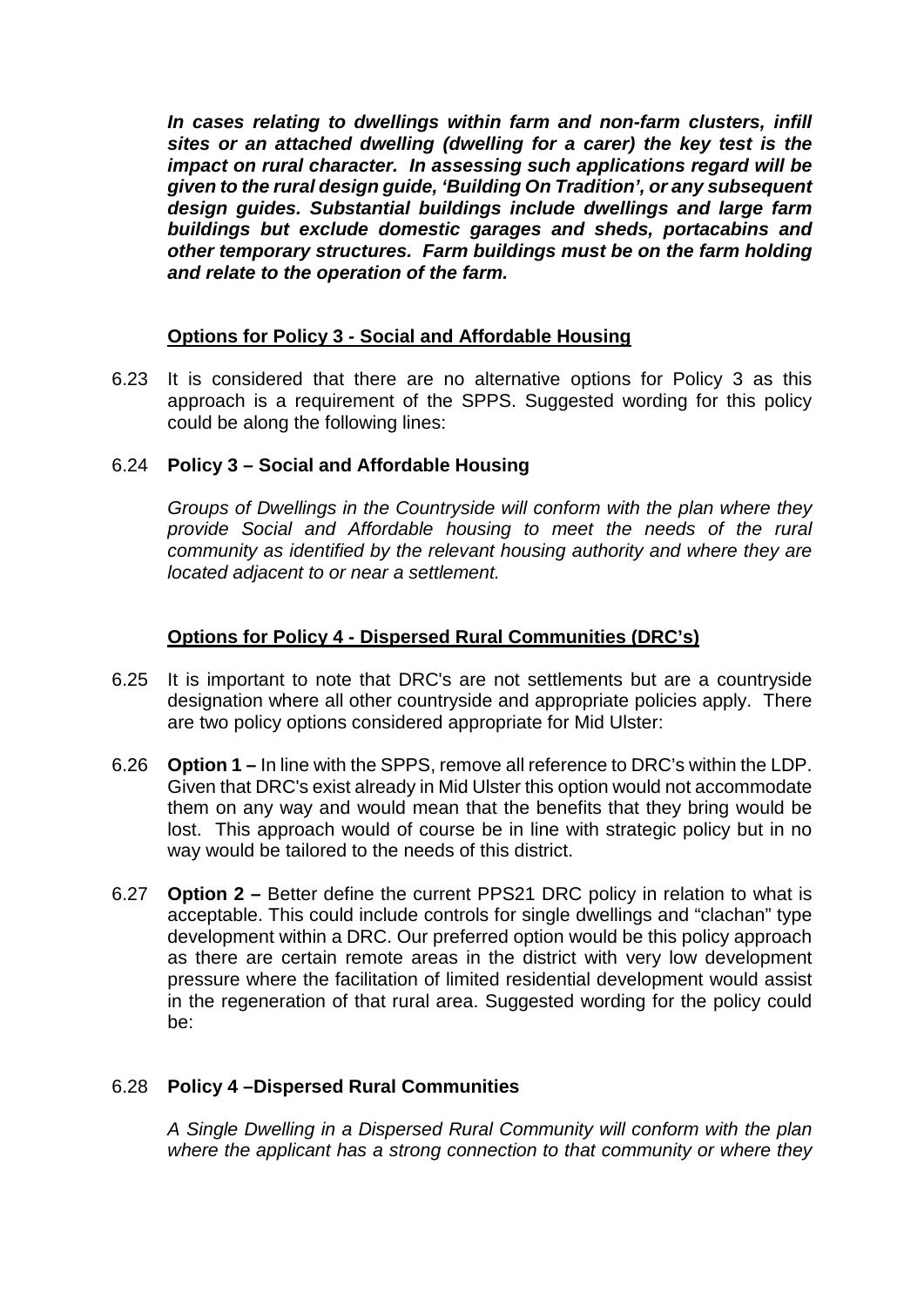***In cases relating to dwellings within farm and non-farm clusters, infill sites or an attached dwelling (dwelling for a carer) the key test is the impact on rural character. In assessing such applications regard will be given to the rural design guide, 'Building On Tradition', or any subsequent design guides. Substantial buildings include dwellings and large farm buildings but exclude domestic garages and sheds, portacabins and other temporary structures. Farm buildings must be on the farm holding and relate to the operation of the farm.***

**<u>Options for Policy 3 - Social and Affordable Housing</u>**

6.23 It is considered that there are no alternative options for Policy 3 as this approach is a requirement of the SPPS. Suggested wording for this policy could be along the following lines:

6.24 **Policy 3 – Social and Affordable Housing**

*Groups of Dwellings in the Countryside will conform with the plan where they provide Social and Affordable housing to meet the needs of the rural community as identified by the relevant housing authority and where they are located adjacent to or near a settlement.*

**<u>Options for Policy 4 - Dispersed Rural Communities (DRC's)</u>**

6.25 It is important to note that DRC's are not settlements but are a countryside designation where all other countryside and appropriate policies apply. There are two policy options considered appropriate for Mid Ulster:

6.26 **Option 1 –** In line with the SPPS, remove all reference to DRC's within the LDP. Given that DRC's exist already in Mid Ulster this option would not accommodate them on any way and would mean that the benefits that they bring would be lost. This approach would of course be in line with strategic policy but in no way would be tailored to the needs of this district.

6.27 **Option 2 –** Better define the current PPS21 DRC policy in relation to what is acceptable. This could include controls for single dwellings and "clachan" type development within a DRC. Our preferred option would be this policy approach as there are certain remote areas in the district with very low development pressure where the facilitation of limited residential development would assist in the regeneration of that rural area. Suggested wording for the policy could be:

6.28 **Policy 4 –Dispersed Rural Communities**

*A Single Dwelling in a Dispersed Rural Community will conform with the plan where the applicant has a strong connection to that community or where they*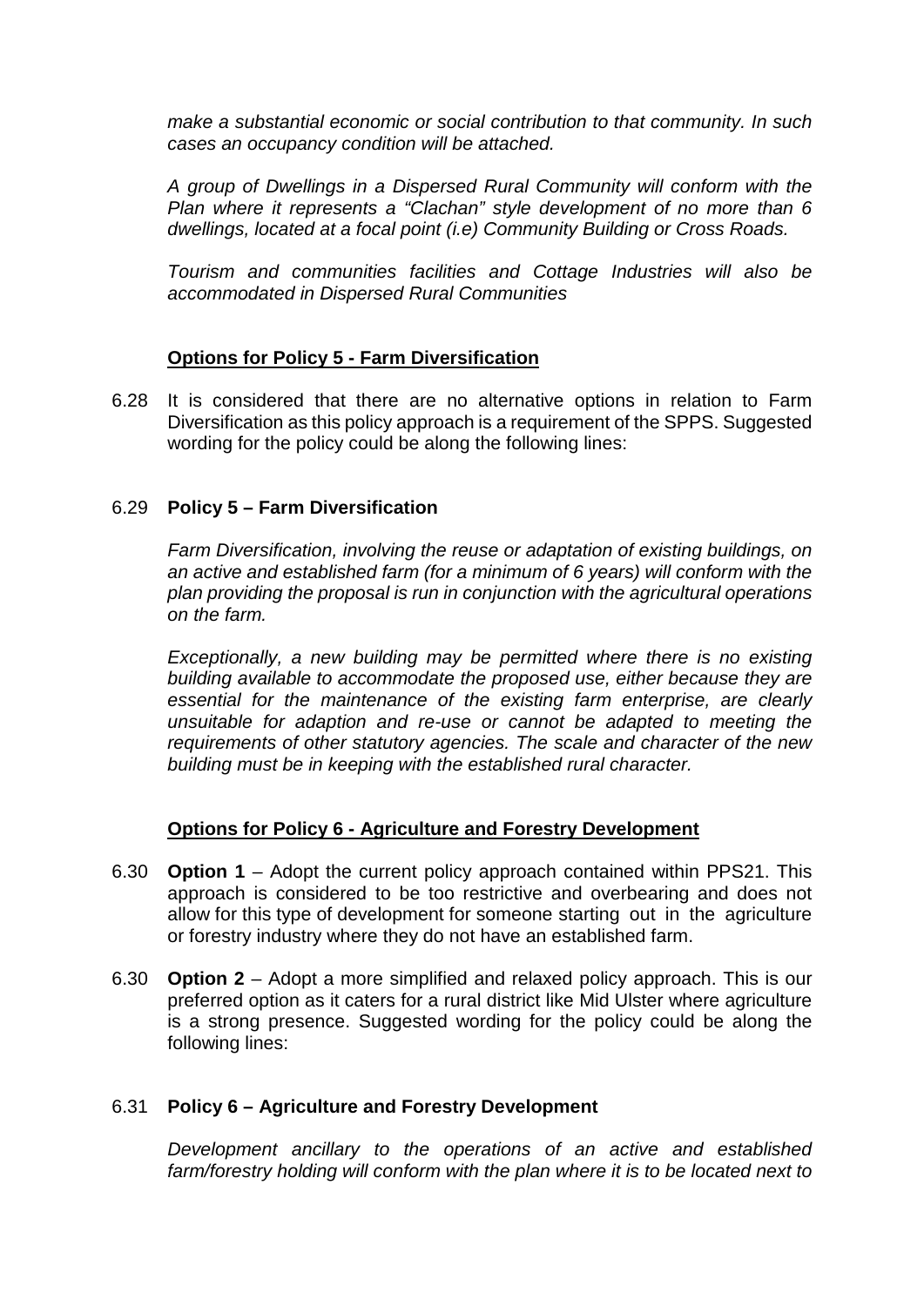*make a substantial economic or social contribution to that community. In such cases an occupancy condition will be attached.*

*A group of Dwellings in a Dispersed Rural Community will conform with the Plan where it represents a "Clachan" style development of no more than 6 dwellings, located at a focal point (i.e) Community Building or Cross Roads.*

*Tourism and communities facilities and Cottage Industries will also be accommodated in Dispersed Rural Communities*

**Options for Policy 5 - Farm Diversification**

6.28 It is considered that there are no alternative options in relation to Farm Diversification as this policy approach is a requirement of the SPPS. Suggested wording for the policy could be along the following lines:

6.29 **Policy 5 – Farm Diversification**

*Farm Diversification, involving the reuse or adaptation of existing buildings, on an active and established farm (for a minimum of 6 years) will conform with the plan providing the proposal is run in conjunction with the agricultural operations on the farm.*

*Exceptionally, a new building may be permitted where there is no existing building available to accommodate the proposed use, either because they are essential for the maintenance of the existing farm enterprise, are clearly unsuitable for adaption and re-use or cannot be adapted to meeting the requirements of other statutory agencies. The scale and character of the new building must be in keeping with the established rural character.*

**Options for Policy 6 - Agriculture and Forestry Development**

6.30 **Option 1** – Adopt the current policy approach contained within PPS21. This approach is considered to be too restrictive and overbearing and does not allow for this type of development for someone starting out in the agriculture or forestry industry where they do not have an established farm.

6.30 **Option 2** – Adopt a more simplified and relaxed policy approach. This is our preferred option as it caters for a rural district like Mid Ulster where agriculture is a strong presence. Suggested wording for the policy could be along the following lines:

6.31 **Policy 6 – Agriculture and Forestry Development**

*Development ancillary to the operations of an active and established farm/forestry holding will conform with the plan where it is to be located next to*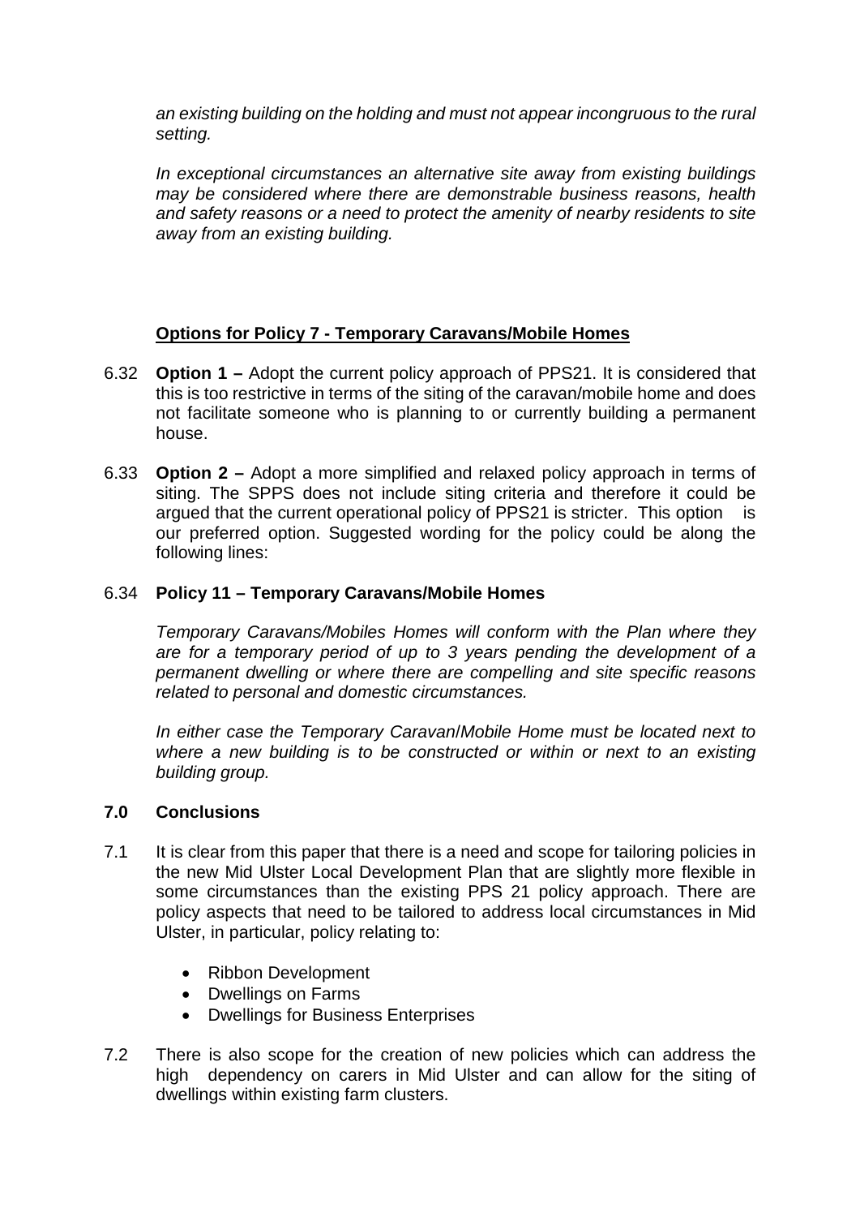*an existing building on the holding and must not appear incongruous to the rural setting.*

*In exceptional circumstances an alternative site away from existing buildings may be considered where there are demonstrable business reasons, health and safety reasons or a need to protect the amenity of nearby residents to site away from an existing building.*

**Options for Policy 7 - Temporary Caravans/Mobile Homes**

6.32 **Option 1 –** Adopt the current policy approach of PPS21. It is considered that this is too restrictive in terms of the siting of the caravan/mobile home and does not facilitate someone who is planning to or currently building a permanent house.

6.33 **Option 2 –** Adopt a more simplified and relaxed policy approach in terms of siting. The SPPS does not include siting criteria and therefore it could be argued that the current operational policy of PPS21 is stricter. This option is our preferred option. Suggested wording for the policy could be along the following lines:

6.34 **Policy 11 – Temporary Caravans/Mobile Homes**

*Temporary Caravans/Mobiles Homes will conform with the Plan where they are for a temporary period of up to 3 years pending the development of a permanent dwelling or where there are compelling and site specific reasons related to personal and domestic circumstances.*

*In either case the Temporary Caravan/Mobile Home must be located next to where a new building is to be constructed or within or next to an existing building group.*

## 7.0 Conclusions

7.1 It is clear from this paper that there is a need and scope for tailoring policies in the new Mid Ulster Local Development Plan that are slightly more flexible in some circumstances than the existing PPS 21 policy approach. There are policy aspects that need to be tailored to address local circumstances in Mid Ulster, in particular, policy relating to:

- Ribbon Development
- Dwellings on Farms
- Dwellings for Business Enterprises

7.2 There is also scope for the creation of new policies which can address the high dependency on carers in Mid Ulster and can allow for the siting of dwellings within existing farm clusters.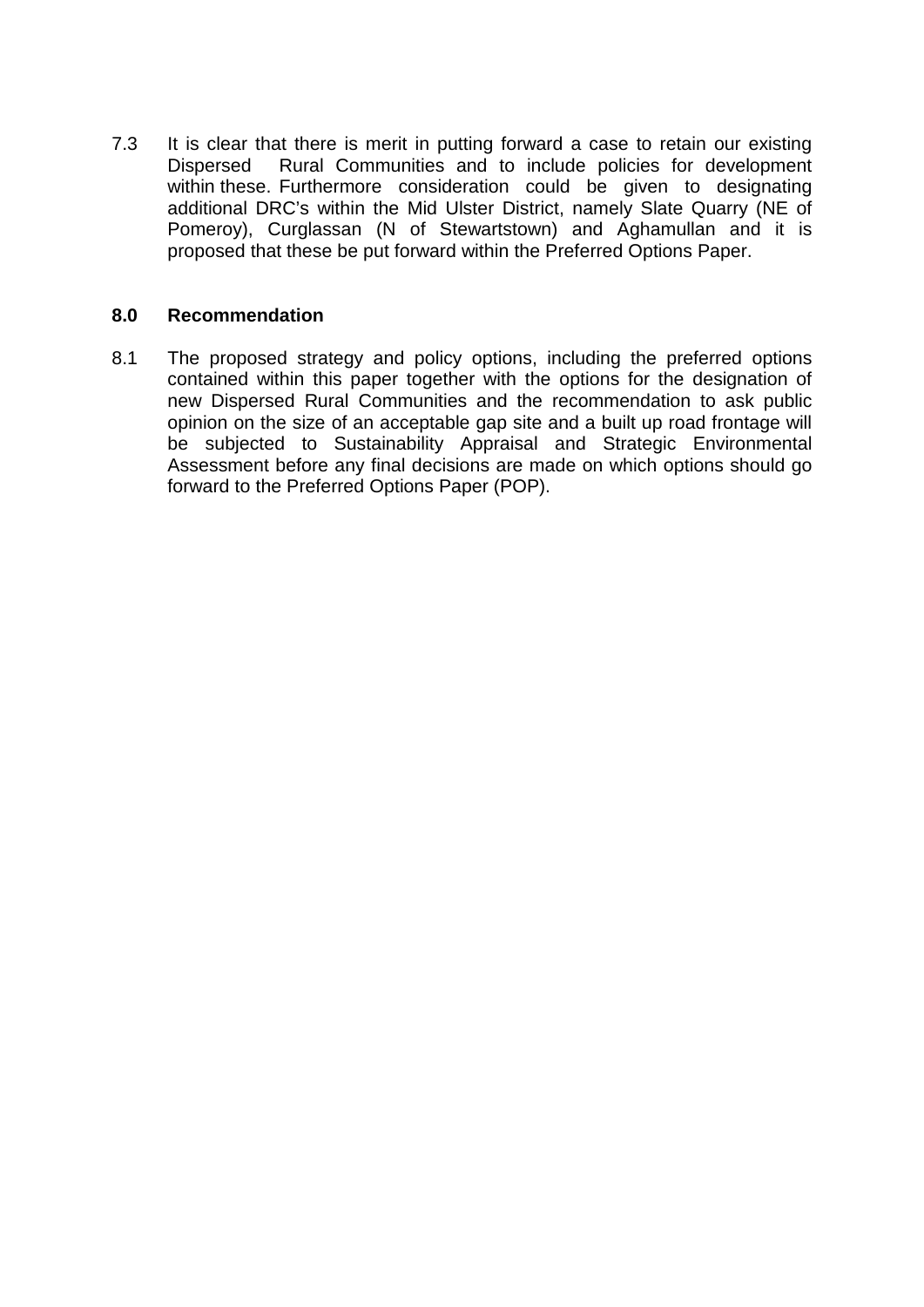7.3 It is clear that there is merit in putting forward a case to retain our existing Dispersed Rural Communities and to include policies for development within these. Furthermore consideration could be given to designating additional DRC's within the Mid Ulster District, namely Slate Quarry (NE of Pomeroy), Curglassan (N of Stewartstown) and Aghamullan and it is proposed that these be put forward within the Preferred Options Paper.

## 8.0 Recommendation

8.1 The proposed strategy and policy options, including the preferred options contained within this paper together with the options for the designation of new Dispersed Rural Communities and the recommendation to ask public opinion on the size of an acceptable gap site and a built up road frontage will be subjected to Sustainability Appraisal and Strategic Environmental Assessment before any final decisions are made on which options should go forward to the Preferred Options Paper (POP).